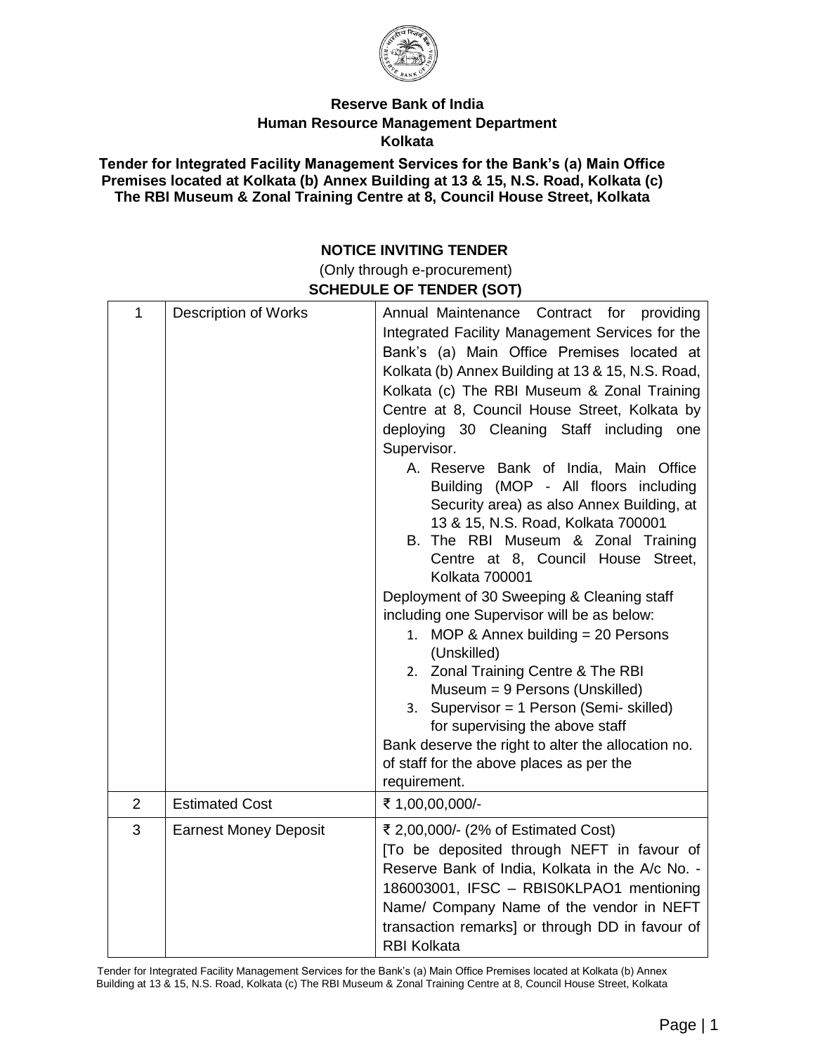**Reserve Bank of India**
**Human Resource Management Department**
**Kolkata**

**Tender for Integrated Facility Management Services for the Bank's (a) Main Office Premises located at Kolkata (b) Annex Building at 13 & 15, N.S. Road, Kolkata (c) The RBI Museum & Zonal Training Centre at 8, Council House Street, Kolkata**

## NOTICE INVITING TENDER

(Only through e-procurement)

### SCHEDULE OF TENDER (SOT)

| | | |
|---|---|---|
| 1 | Description of Works | Annual Maintenance Contract for providing Integrated Facility Management Services for the Bank's (a) Main Office Premises located at Kolkata (b) Annex Building at 13 & 15, N.S. Road, Kolkata (c) The RBI Museum & Zonal Training Centre at 8, Council House Street, Kolkata by deploying 30 Cleaning Staff including one Supervisor.<br>A. Reserve Bank of India, Main Office Building (MOP - All floors including Security area) as also Annex Building, at 13 & 15, N.S. Road, Kolkata 700001<br>B. The RBI Museum & Zonal Training Centre at 8, Council House Street, Kolkata 700001<br>Deployment of 30 Sweeping & Cleaning staff including one Supervisor will be as below:<br>1. MOP & Annex building = 20 Persons (Unskilled)<br>2. Zonal Training Centre & The RBI Museum = 9 Persons (Unskilled)<br>3. Supervisor = 1 Person (Semi- skilled) for supervising the above staff<br>Bank deserve the right to alter the allocation no. of staff for the above places as per the requirement. |
| 2 | Estimated Cost | ₹ 1,00,00,000/- |
| 3 | Earnest Money Deposit | ₹ 2,00,000/- (2% of Estimated Cost)<br>[To be deposited through NEFT in favour of Reserve Bank of India, Kolkata in the A/c No. - 186003001, IFSC – RBIS0KLPAO1 mentioning Name/ Company Name of the vendor in NEFT transaction remarks] or through DD in favour of RBI Kolkata |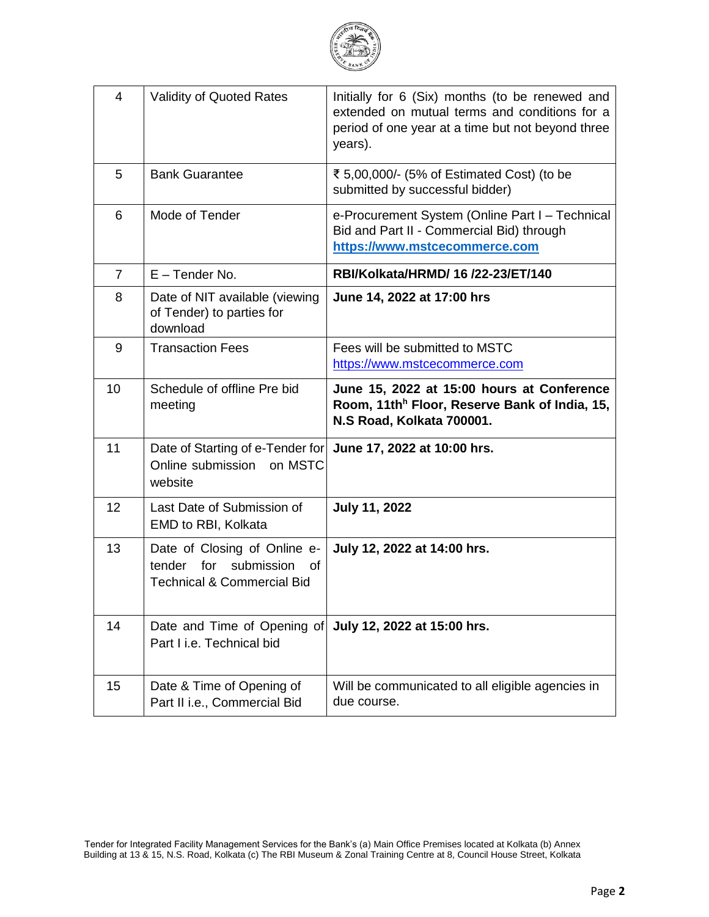| 4 | Validity of Quoted Rates | Initially for 6 (Six) months (to be renewed and extended on mutual terms and conditions for a period of one year at a time but not beyond three years). |
|---|---|---|
| 5 | Bank Guarantee | ₹ 5,00,000/- (5% of Estimated Cost) (to be submitted by successful bidder) |
| 6 | Mode of Tender | e-Procurement System (Online Part I – Technical Bid and Part II - Commercial Bid) through **https://www.mstcecommerce.com** |
| 7 | E – Tender No. | **RBI/Kolkata/HRMD/ 16 /22-23/ET/140** |
| 8 | Date of NIT available (viewing of Tender) to parties for download | **June 14, 2022 at 17:00 hrs** |
| 9 | Transaction Fees | Fees will be submitted to MSTC https://www.mstcecommerce.com |
| 10 | Schedule of offline Pre bid meeting | **June 15, 2022 at 15:00 hours at Conference Room, 11th[h] Floor, Reserve Bank of India, 15, N.S Road, Kolkata 700001.** |
| 11 | Date of Starting of e-Tender for Online submission on MSTC website | **June 17, 2022 at 10:00 hrs.** |
| 12 | Last Date of Submission of EMD to RBI, Kolkata | **July 11, 2022** |
| 13 | Date of Closing of Online e-tender for submission of Technical & Commercial Bid | **July 12, 2022 at 14:00 hrs.** |
| 14 | Date and Time of Opening of Part I i.e. Technical bid | **July 12, 2022 at 15:00 hrs.** |
| 15 | Date & Time of Opening of Part II i.e., Commercial Bid | Will be communicated to all eligible agencies in due course. |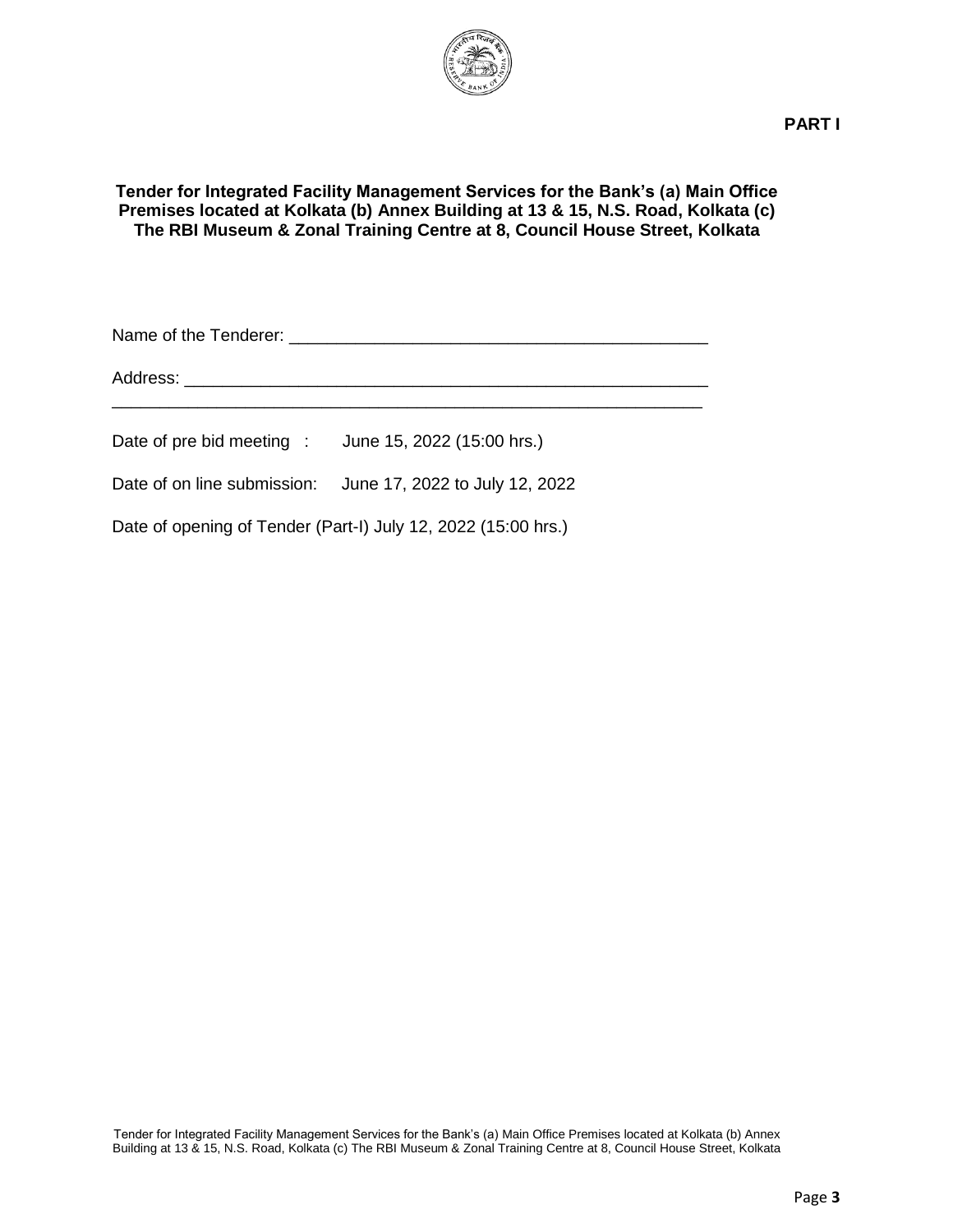**PART I**

**Tender for Integrated Facility Management Services for the Bank's (a) Main Office Premises located at Kolkata (b) Annex Building at 13 & 15, N.S. Road, Kolkata (c) The RBI Museum & Zonal Training Centre at 8, Council House Street, Kolkata**

Name of the Tenderer: ____________________________________________

Address: ________________________________________________________

_________________________________________________________________

Date of pre bid meeting : June 15, 2022 (15:00 hrs.)

Date of on line submission: June 17, 2022 to July 12, 2022

Date of opening of Tender (Part-I) July 12, 2022 (15:00 hrs.)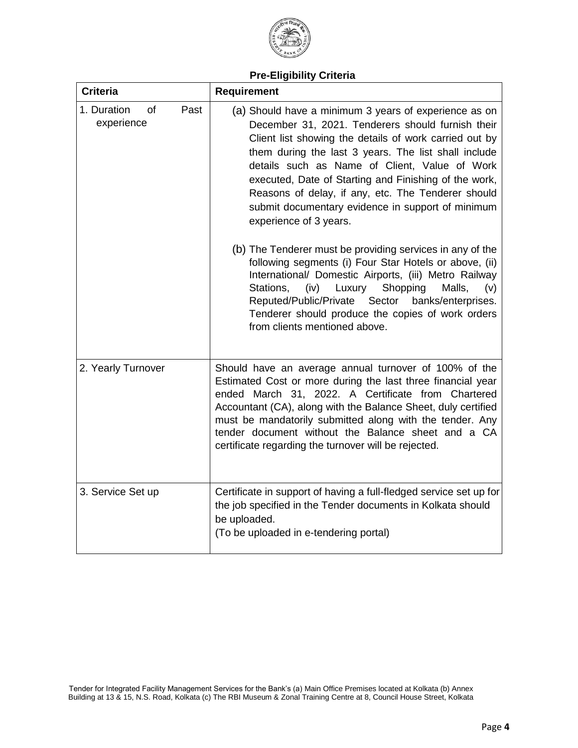## Pre-Eligibility Criteria

| Criteria | Requirement |
|---|---|
| 1. Duration of Past experience | (a) Should have a minimum 3 years of experience as on December 31, 2021. Tenderers should furnish their Client list showing the details of work carried out by them during the last 3 years. The list shall include details such as Name of Client, Value of Work executed, Date of Starting and Finishing of the work, Reasons of delay, if any, etc. The Tenderer should submit documentary evidence in support of minimum experience of 3 years.<br><br>(b) The Tenderer must be providing services in any of the following segments (i) Four Star Hotels or above, (ii) International/ Domestic Airports, (iii) Metro Railway Stations, (iv) Luxury Shopping Malls, (v) Reputed/Public/Private Sector banks/enterprises. Tenderer should produce the copies of work orders from clients mentioned above. |
| 2. Yearly Turnover | Should have an average annual turnover of 100% of the Estimated Cost or more during the last three financial year ended March 31, 2022. A Certificate from Chartered Accountant (CA), along with the Balance Sheet, duly certified must be mandatorily submitted along with the tender. Any tender document without the Balance sheet and a CA certificate regarding the turnover will be rejected. |
| 3. Service Set up | Certificate in support of having a full-fledged service set up for the job specified in the Tender documents in Kolkata should be uploaded.<br>(To be uploaded in e-tendering portal) |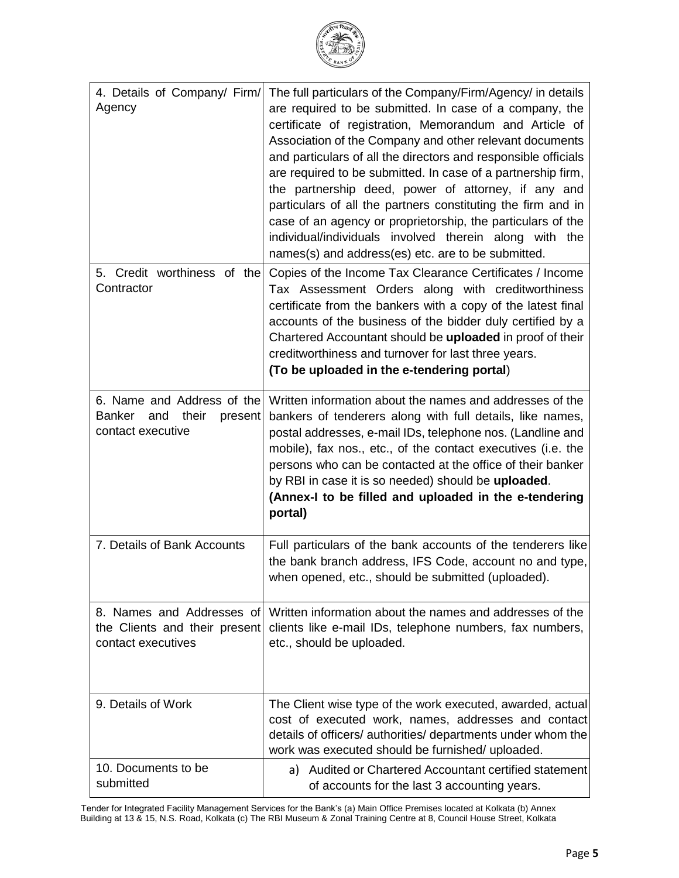| | |
|---|---|
| 4. Details of Company/ Firm/ Agency | The full particulars of the Company/Firm/Agency/ in details are required to be submitted. In case of a company, the certificate of registration, Memorandum and Article of Association of the Company and other relevant documents and particulars of all the directors and responsible officials are required to be submitted. In case of a partnership firm, the partnership deed, power of attorney, if any and particulars of all the partners constituting the firm and in case of an agency or proprietorship, the particulars of the individual/individuals involved therein along with the names(s) and address(es) etc. are to be submitted. |
| 5. Credit worthiness of the Contractor | Copies of the Income Tax Clearance Certificates / Income Tax Assessment Orders along with creditworthiness certificate from the bankers with a copy of the latest final accounts of the business of the bidder duly certified by a Chartered Accountant should be **uploaded** in proof of their creditworthiness and turnover for last three years. **(To be uploaded in the e-tendering portal**) |
| 6. Name and Address of the Banker and their present contact executive | Written information about the names and addresses of the bankers of tenderers along with full details, like names, postal addresses, e-mail IDs, telephone nos. (Landline and mobile), fax nos., etc., of the contact executives (i.e. the persons who can be contacted at the office of their banker by RBI in case it is so needed) should be **uploaded**. **(Annex-I to be filled and uploaded in the e-tendering portal)** |
| 7. Details of Bank Accounts | Full particulars of the bank accounts of the tenderers like the bank branch address, IFS Code, account no and type, when opened, etc., should be submitted (uploaded). |
| 8. Names and Addresses of the Clients and their present contact executives | Written information about the names and addresses of the clients like e-mail IDs, telephone numbers, fax numbers, etc., should be uploaded. |
| 9. Details of Work | The Client wise type of the work executed, awarded, actual cost of executed work, names, addresses and contact details of officers/ authorities/ departments under whom the work was executed should be furnished/ uploaded. |
| 10. Documents to be submitted | a) Audited or Chartered Accountant certified statement of accounts for the last 3 accounting years. |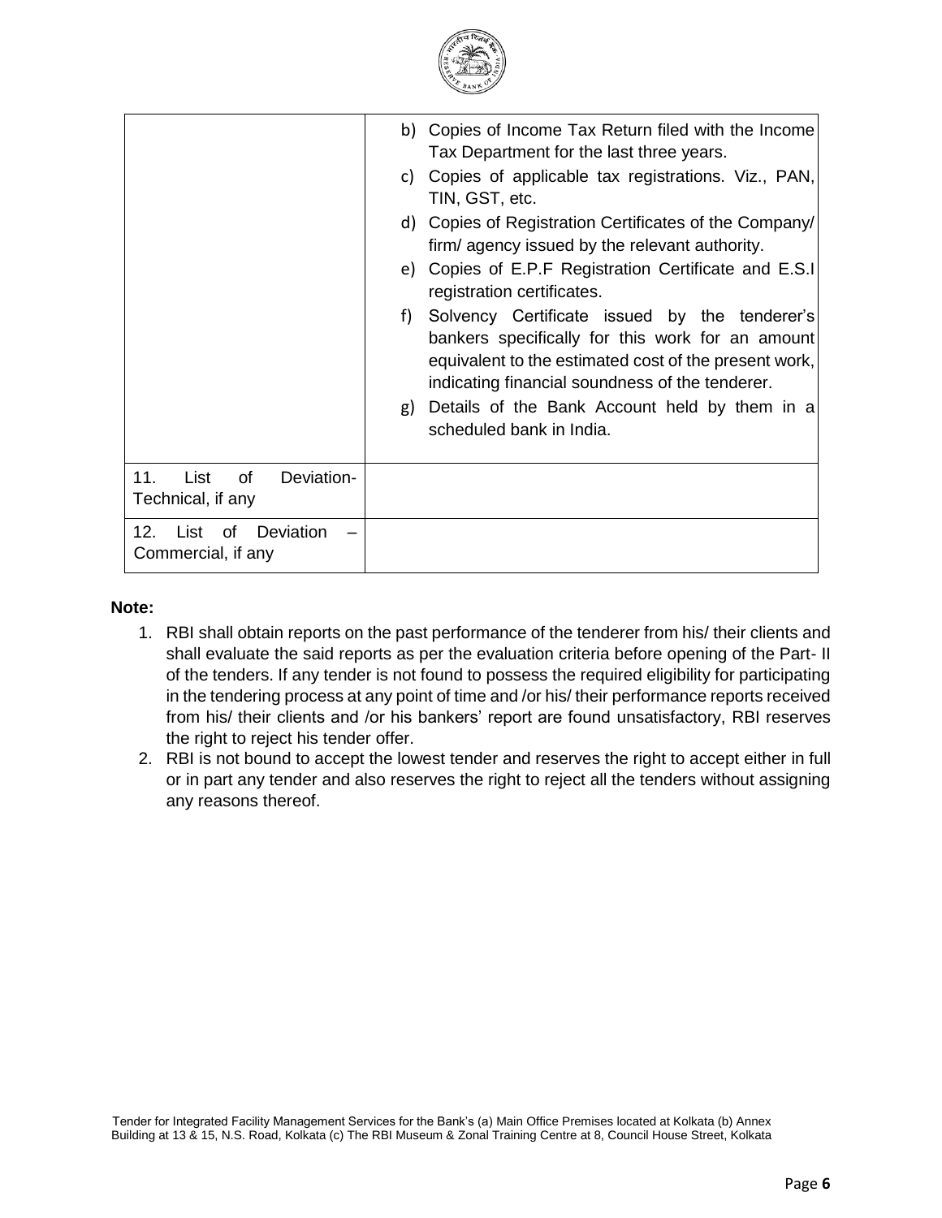| | |
|---|---|
| | b) Copies of Income Tax Return filed with the Income Tax Department for the last three years.<br>c) Copies of applicable tax registrations. Viz., PAN, TIN, GST, etc.<br>d) Copies of Registration Certificates of the Company/ firm/ agency issued by the relevant authority.<br>e) Copies of E.P.F Registration Certificate and E.S.I registration certificates.<br>f) Solvency Certificate issued by the tenderer's bankers specifically for this work for an amount equivalent to the estimated cost of the present work, indicating financial soundness of the tenderer.<br>g) Details of the Bank Account held by them in a scheduled bank in India. |
| 11. List of Deviation-Technical, if any | |
| 12. List of Deviation – Commercial, if any | |

**Note:**

1. RBI shall obtain reports on the past performance of the tenderer from his/ their clients and shall evaluate the said reports as per the evaluation criteria before opening of the Part- II of the tenders. If any tender is not found to possess the required eligibility for participating in the tendering process at any point of time and /or his/ their performance reports received from his/ their clients and /or his bankers' report are found unsatisfactory, RBI reserves the right to reject his tender offer.
2. RBI is not bound to accept the lowest tender and reserves the right to accept either in full or in part any tender and also reserves the right to reject all the tenders without assigning any reasons thereof.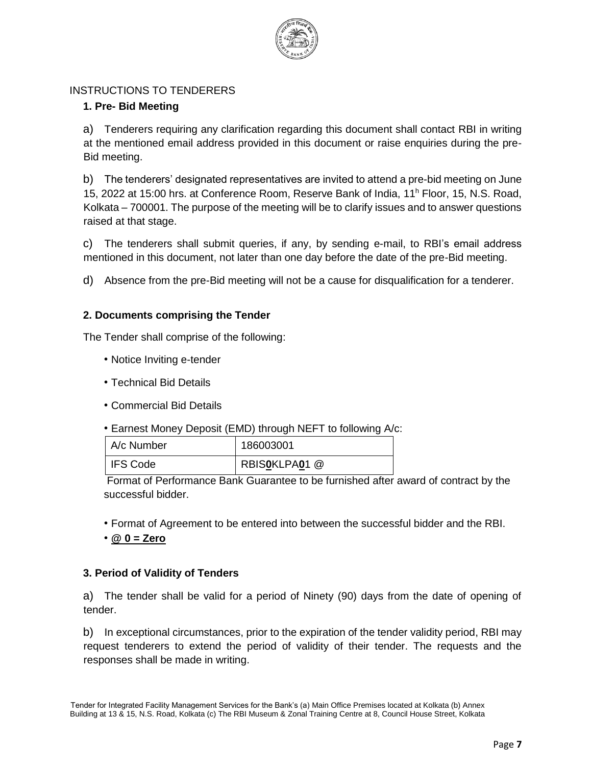INSTRUCTIONS TO TENDERERS

### 1. Pre- Bid Meeting

a) Tenderers requiring any clarification regarding this document shall contact RBI in writing at the mentioned email address provided in this document or raise enquiries during the pre-Bid meeting.

b) The tenderers' designated representatives are invited to attend a pre-bid meeting on June 15, 2022 at 15:00 hrs. at Conference Room, Reserve Bank of India, 11h Floor, 15, N.S. Road, Kolkata – 700001. The purpose of the meeting will be to clarify issues and to answer questions raised at that stage.

c) The tenderers shall submit queries, if any, by sending e-mail, to RBI's email address mentioned in this document, not later than one day before the date of the pre-Bid meeting.

d) Absence from the pre-Bid meeting will not be a cause for disqualification for a tenderer.

### 2. Documents comprising the Tender

The Tender shall comprise of the following:

- Notice Inviting e-tender
- Technical Bid Details
- Commercial Bid Details
- Earnest Money Deposit (EMD) through NEFT to following A/c:

| A/c Number | 186003001 |
|---|---|
| IFS Code | RBIS**0**KLPA**0**1 @ |

Format of Performance Bank Guarantee to be furnished after award of contract by the successful bidder.

- Format of Agreement to be entered into between the successful bidder and the RBI.
- **@ 0 = Zero**

### 3. Period of Validity of Tenders

a) The tender shall be valid for a period of Ninety (90) days from the date of opening of tender.

b) In exceptional circumstances, prior to the expiration of the tender validity period, RBI may request tenderers to extend the period of validity of their tender. The requests and the responses shall be made in writing.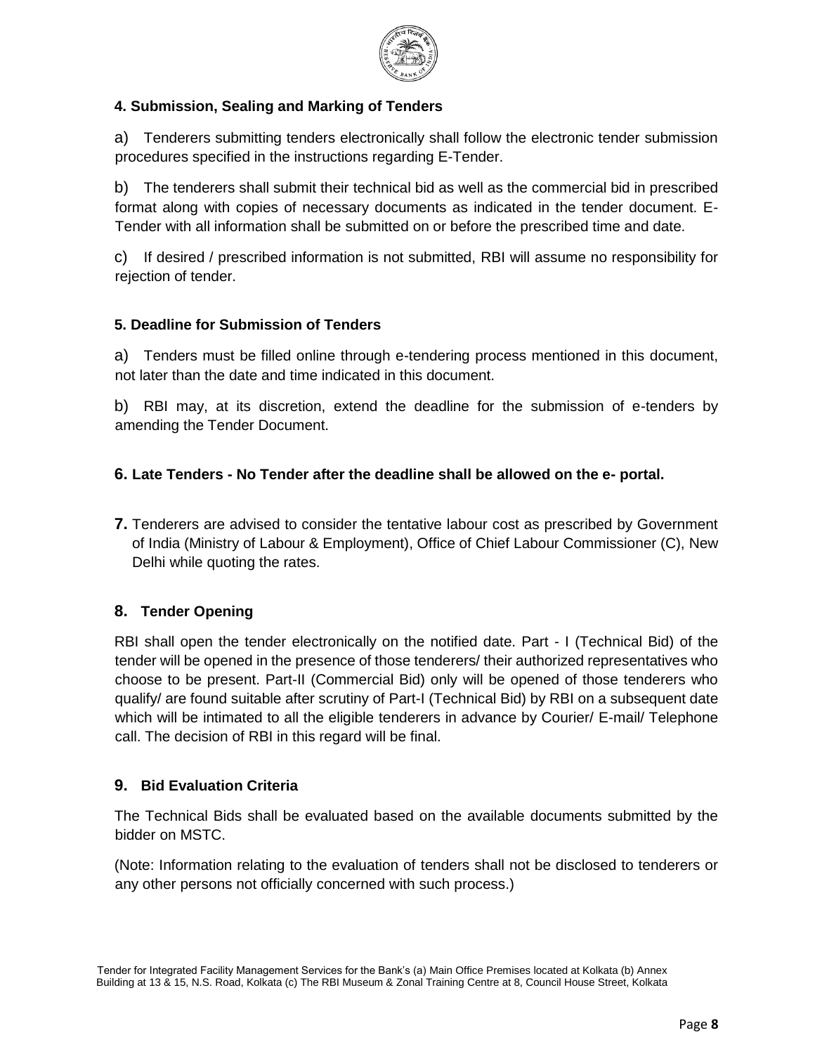### 4. Submission, Sealing and Marking of Tenders

a) Tenderers submitting tenders electronically shall follow the electronic tender submission procedures specified in the instructions regarding E-Tender.

b) The tenderers shall submit their technical bid as well as the commercial bid in prescribed format along with copies of necessary documents as indicated in the tender document. E-Tender with all information shall be submitted on or before the prescribed time and date.

c) If desired / prescribed information is not submitted, RBI will assume no responsibility for rejection of tender.

### 5. Deadline for Submission of Tenders

a) Tenders must be filled online through e-tendering process mentioned in this document, not later than the date and time indicated in this document.

b) RBI may, at its discretion, extend the deadline for the submission of e-tenders by amending the Tender Document.

### 6. Late Tenders - No Tender after the deadline shall be allowed on the e- portal.

**7.** Tenderers are advised to consider the tentative labour cost as prescribed by Government of India (Ministry of Labour & Employment), Office of Chief Labour Commissioner (C), New Delhi while quoting the rates.

### 8. Tender Opening

RBI shall open the tender electronically on the notified date. Part - I (Technical Bid) of the tender will be opened in the presence of those tenderers/ their authorized representatives who choose to be present. Part-II (Commercial Bid) only will be opened of those tenderers who qualify/ are found suitable after scrutiny of Part-I (Technical Bid) by RBI on a subsequent date which will be intimated to all the eligible tenderers in advance by Courier/ E-mail/ Telephone call. The decision of RBI in this regard will be final.

### 9. Bid Evaluation Criteria

The Technical Bids shall be evaluated based on the available documents submitted by the bidder on MSTC.

(Note: Information relating to the evaluation of tenders shall not be disclosed to tenderers or any other persons not officially concerned with such process.)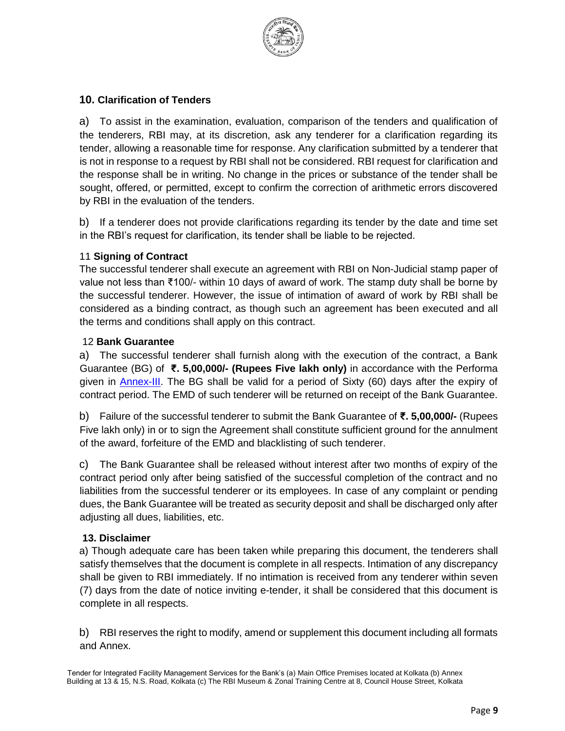## 10. Clarification of Tenders

a) To assist in the examination, evaluation, comparison of the tenders and qualification of the tenderers, RBI may, at its discretion, ask any tenderer for a clarification regarding its tender, allowing a reasonable time for response. Any clarification submitted by a tenderer that is not in response to a request by RBI shall not be considered. RBI request for clarification and the response shall be in writing. No change in the prices or substance of the tender shall be sought, offered, or permitted, except to confirm the correction of arithmetic errors discovered by RBI in the evaluation of the tenders.

b) If a tenderer does not provide clarifications regarding its tender by the date and time set in the RBI's request for clarification, its tender shall be liable to be rejected.

## 11 Signing of Contract

The successful tenderer shall execute an agreement with RBI on Non-Judicial stamp paper of value not less than ₹100/- within 10 days of award of work. The stamp duty shall be borne by the successful tenderer. However, the issue of intimation of award of work by RBI shall be considered as a binding contract, as though such an agreement has been executed and all the terms and conditions shall apply on this contract.

## 12 Bank Guarantee

a) The successful tenderer shall furnish along with the execution of the contract, a Bank Guarantee (BG) of **₹. 5,00,000/- (Rupees Five lakh only)** in accordance with the Performa given in Annex-III. The BG shall be valid for a period of Sixty (60) days after the expiry of contract period. The EMD of such tenderer will be returned on receipt of the Bank Guarantee.

b) Failure of the successful tenderer to submit the Bank Guarantee of **₹. 5,00,000/-** (Rupees Five lakh only) in or to sign the Agreement shall constitute sufficient ground for the annulment of the award, forfeiture of the EMD and blacklisting of such tenderer.

c) The Bank Guarantee shall be released without interest after two months of expiry of the contract period only after being satisfied of the successful completion of the contract and no liabilities from the successful tenderer or its employees. In case of any complaint or pending dues, the Bank Guarantee will be treated as security deposit and shall be discharged only after adjusting all dues, liabilities, etc.

## 13. Disclaimer

a) Though adequate care has been taken while preparing this document, the tenderers shall satisfy themselves that the document is complete in all respects. Intimation of any discrepancy shall be given to RBI immediately. If no intimation is received from any tenderer within seven (7) days from the date of notice inviting e-tender, it shall be considered that this document is complete in all respects.

b) RBI reserves the right to modify, amend or supplement this document including all formats and Annex.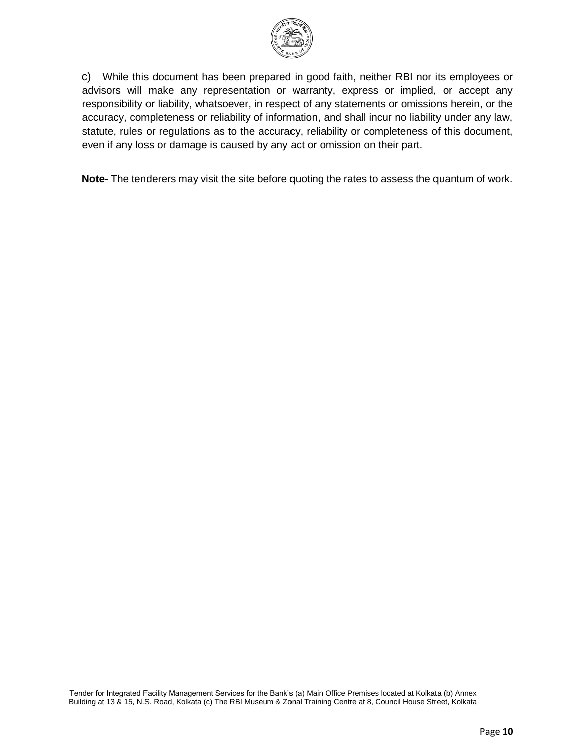c) While this document has been prepared in good faith, neither RBI nor its employees or advisors will make any representation or warranty, express or implied, or accept any responsibility or liability, whatsoever, in respect of any statements or omissions herein, or the accuracy, completeness or reliability of information, and shall incur no liability under any law, statute, rules or regulations as to the accuracy, reliability or completeness of this document, even if any loss or damage is caused by any act or omission on their part.

**Note-** The tenderers may visit the site before quoting the rates to assess the quantum of work.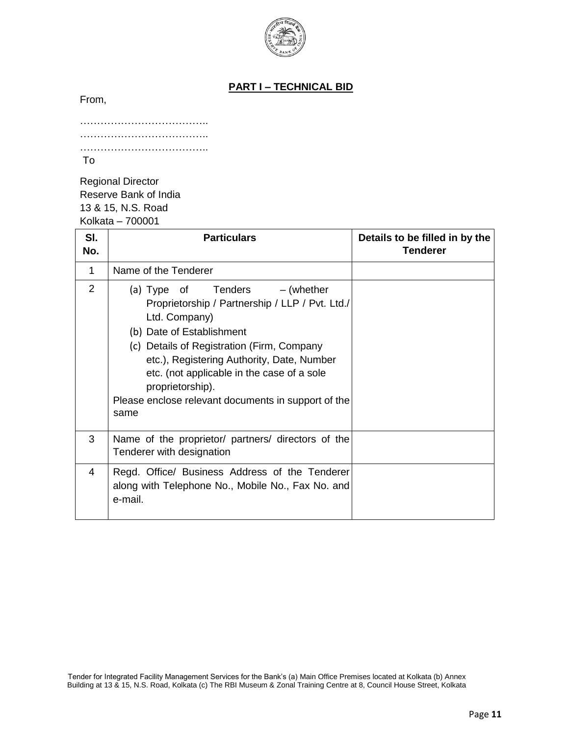## PART I – TECHNICAL BID

From,

………………………………..
………………………………..
………………………………..

To

Regional Director
Reserve Bank of India
13 & 15, N.S. Road
Kolkata – 700001

| Sl. No. | Particulars | Details to be filled in by the Tenderer |
|---|---|---|
| 1 | Name of the Tenderer | |
| 2 | (a) Type of Tenders – (whether Proprietorship / Partnership / LLP / Pvt. Ltd./ Ltd. Company)<br>(b) Date of Establishment<br>(c) Details of Registration (Firm, Company etc.), Registering Authority, Date, Number etc. (not applicable in the case of a sole proprietorship).<br>Please enclose relevant documents in support of the same | |
| 3 | Name of the proprietor/ partners/ directors of the Tenderer with designation | |
| 4 | Regd. Office/ Business Address of the Tenderer along with Telephone No., Mobile No., Fax No. and e-mail. | |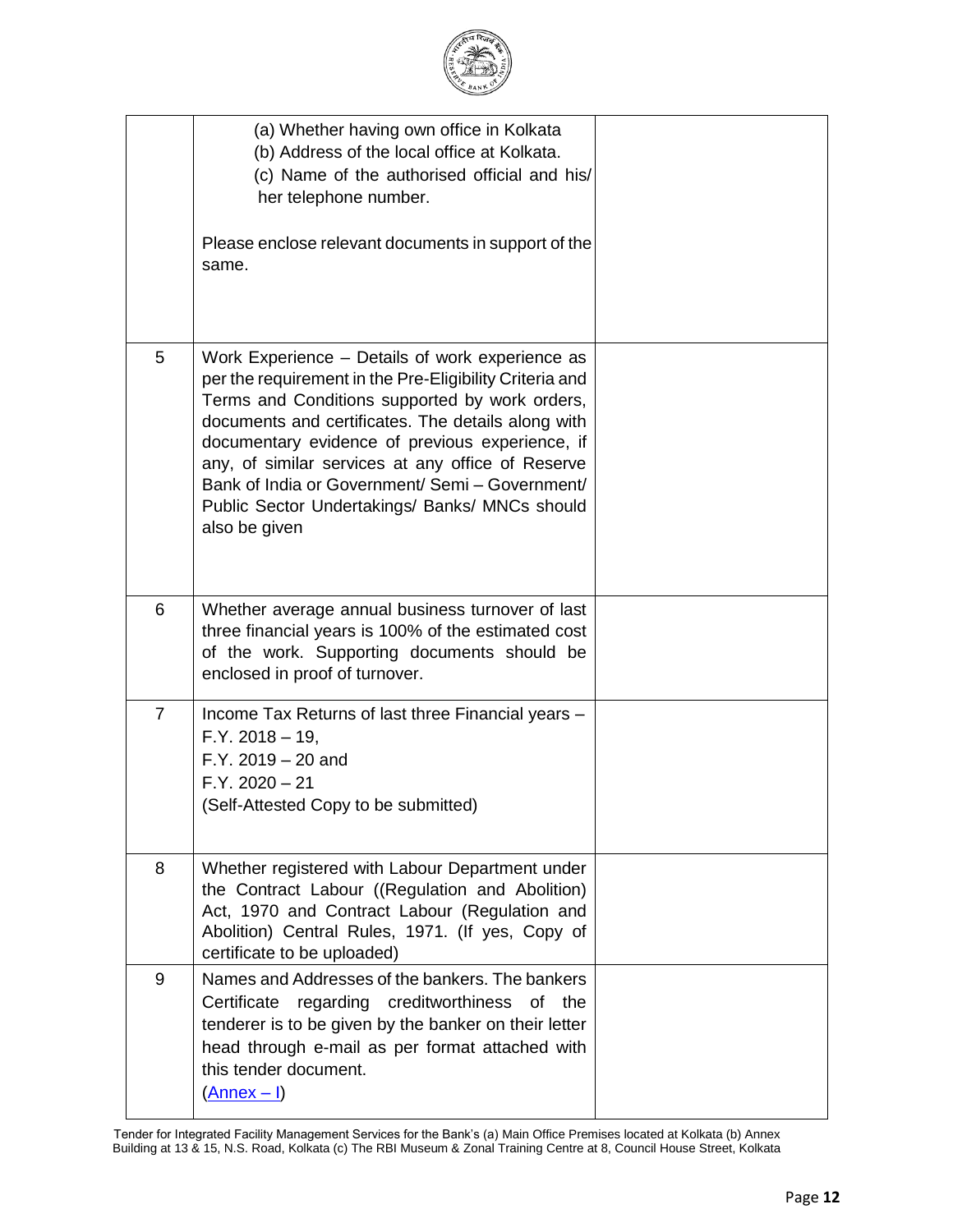| | | |
|---|---|---|
| | (a) Whether having own office in Kolkata<br>(b) Address of the local office at Kolkata.<br>(c) Name of the authorised official and his/ her telephone number.<br><br>Please enclose relevant documents in support of the same. | |
| 5 | Work Experience – Details of work experience as per the requirement in the Pre-Eligibility Criteria and Terms and Conditions supported by work orders, documents and certificates. The details along with documentary evidence of previous experience, if any, of similar services at any office of Reserve Bank of India or Government/ Semi – Government/ Public Sector Undertakings/ Banks/ MNCs should also be given | |
| 6 | Whether average annual business turnover of last three financial years is 100% of the estimated cost of the work. Supporting documents should be enclosed in proof of turnover. | |
| 7 | Income Tax Returns of last three Financial years –<br>F.Y. 2018 – 19,<br>F.Y. 2019 – 20 and<br>F.Y. 2020 – 21<br>(Self-Attested Copy to be submitted) | |
| 8 | Whether registered with Labour Department under the Contract Labour ((Regulation and Abolition) Act, 1970 and Contract Labour (Regulation and Abolition) Central Rules, 1971. (If yes, Copy of certificate to be uploaded) | |
| 9 | Names and Addresses of the bankers. The bankers Certificate regarding creditworthiness of the tenderer is to be given by the banker on their letter head through e-mail as per format attached with this tender document.<br>(Annex – I) | |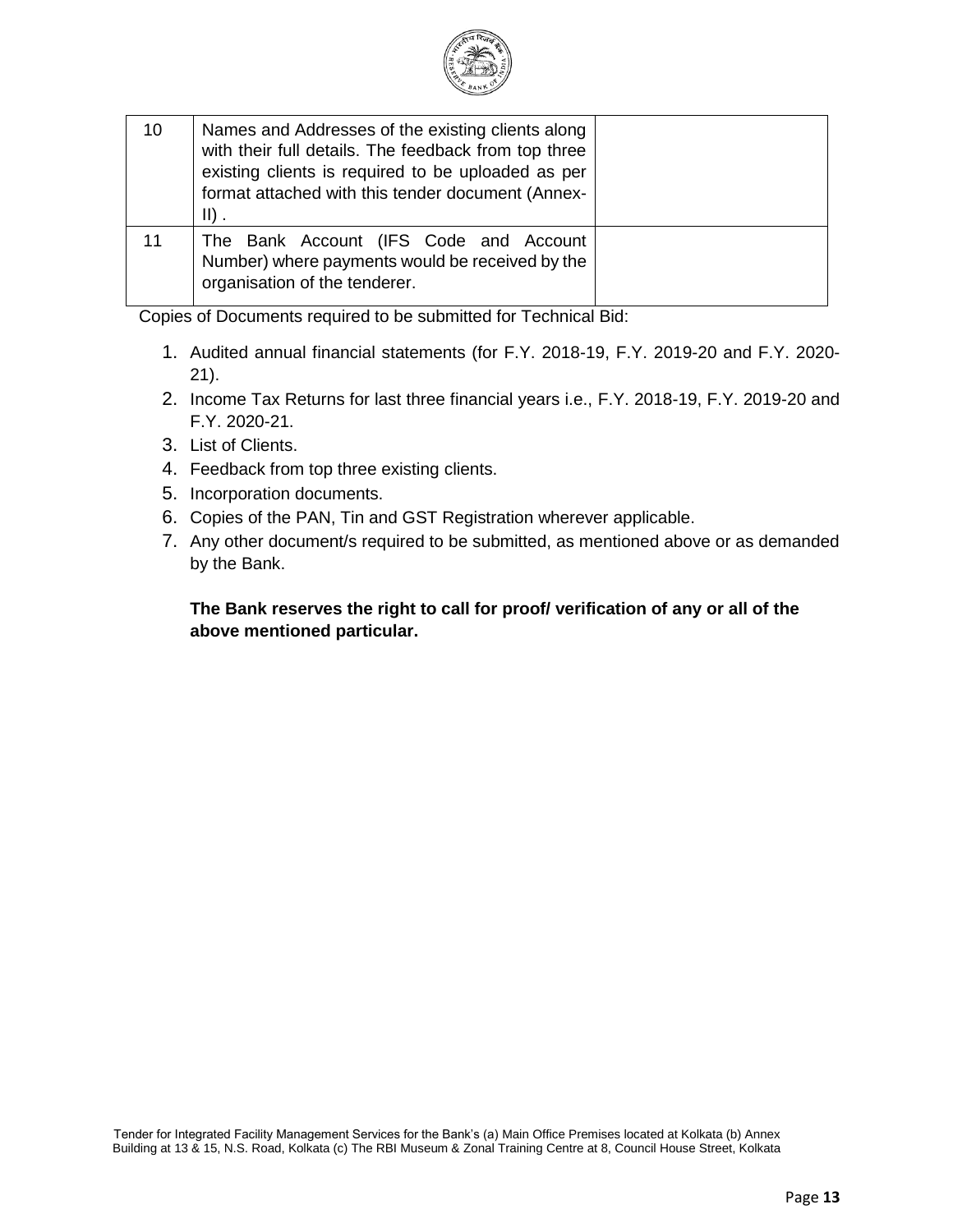| | | |
|---|---|---|
| 10 | Names and Addresses of the existing clients along with their full details. The feedback from top three existing clients is required to be uploaded as per format attached with this tender document (Annex-II) . | |
| 11 | The Bank Account (IFS Code and Account Number) where payments would be received by the organisation of the tenderer. | |

Copies of Documents required to be submitted for Technical Bid:

1. Audited annual financial statements (for F.Y. 2018-19, F.Y. 2019-20 and F.Y. 2020-21).
2. Income Tax Returns for last three financial years i.e., F.Y. 2018-19, F.Y. 2019-20 and F.Y. 2020-21.
3. List of Clients.
4. Feedback from top three existing clients.
5. Incorporation documents.
6. Copies of the PAN, Tin and GST Registration wherever applicable.
7. Any other document/s required to be submitted, as mentioned above or as demanded by the Bank.

**The Bank reserves the right to call for proof/ verification of any or all of the above mentioned particular.**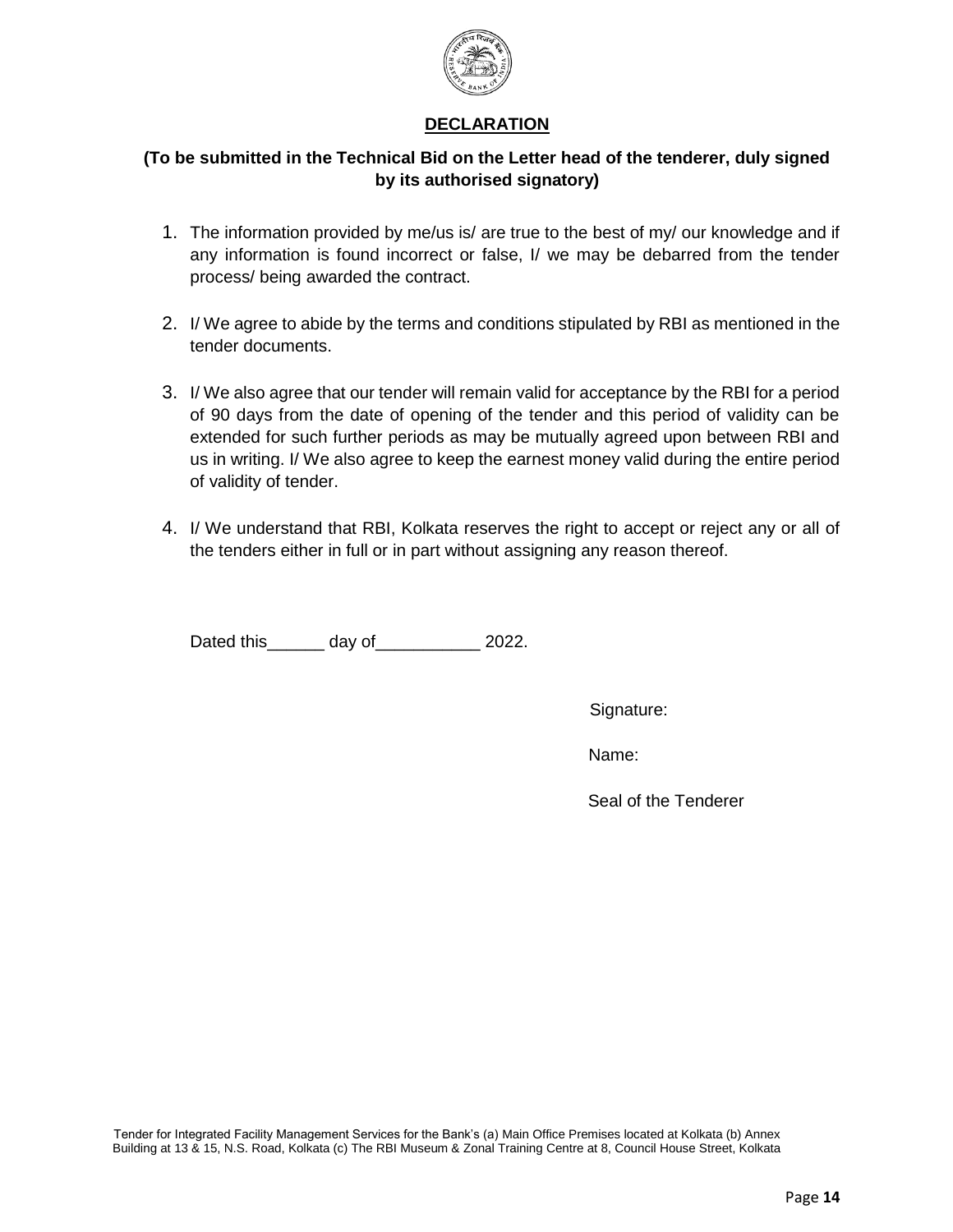# DECLARATION

**(To be submitted in the Technical Bid on the Letter head of the tenderer, duly signed by its authorised signatory)**

1. The information provided by me/us is/ are true to the best of my/ our knowledge and if any information is found incorrect or false, I/ we may be debarred from the tender process/ being awarded the contract.

2. I/ We agree to abide by the terms and conditions stipulated by RBI as mentioned in the tender documents.

3. I/ We also agree that our tender will remain valid for acceptance by the RBI for a period of 90 days from the date of opening of the tender and this period of validity can be extended for such further periods as may be mutually agreed upon between RBI and us in writing. I/ We also agree to keep the earnest money valid during the entire period of validity of tender.

4. I/ We understand that RBI, Kolkata reserves the right to accept or reject any or all of the tenders either in full or in part without assigning any reason thereof.

Dated this______ day of___________ 2022.

Signature:

Name:

Seal of the Tenderer

Tender for Integrated Facility Management Services for the Bank's (a) Main Office Premises located at Kolkata (b) Annex Building at 13 & 15, N.S. Road, Kolkata (c) The RBI Museum & Zonal Training Centre at 8, Council House Street, Kolkata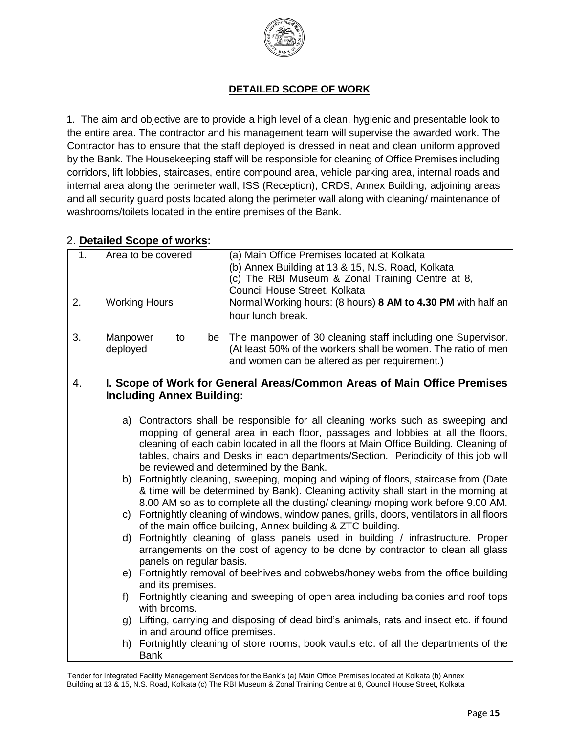## DETAILED SCOPE OF WORK

1. The aim and objective are to provide a high level of a clean, hygienic and presentable look to the entire area. The contractor and his management team will supervise the awarded work. The Contractor has to ensure that the staff deployed is dressed in neat and clean uniform approved by the Bank. The Housekeeping staff will be responsible for cleaning of Office Premises including corridors, lift lobbies, staircases, entire compound area, vehicle parking area, internal roads and internal area along the perimeter wall, ISS (Reception), CRDS, Annex Building, adjoining areas and all security guard posts located along the perimeter wall along with cleaning/ maintenance of washrooms/toilets located in the entire premises of the Bank.

2. **Detailed Scope of works:**

| | | |
|---|---|---|
| 1. | Area to be covered | (a) Main Office Premises located at Kolkata<br>(b) Annex Building at 13 & 15, N.S. Road, Kolkata<br>(c) The RBI Museum & Zonal Training Centre at 8, Council House Street, Kolkata |
| 2. | Working Hours | Normal Working hours: (8 hours) **8 AM to 4.30 PM** with half an hour lunch break. |
| 3. | Manpower to be deployed | The manpower of 30 cleaning staff including one Supervisor. (At least 50% of the workers shall be women. The ratio of men and women can be altered as per requirement.) |
| 4. | **I. Scope of Work for General Areas/Common Areas of Main Office Premises Including Annex Building:**<br><br>a) Contractors shall be responsible for all cleaning works such as sweeping and mopping of general area in each floor, passages and lobbies at all the floors, cleaning of each cabin located in all the floors at Main Office Building. Cleaning of tables, chairs and Desks in each departments/Section. Periodicity of this job will be reviewed and determined by the Bank.<br>b) Fortnightly cleaning, sweeping, moping and wiping of floors, staircase from (Date & time will be determined by Bank). Cleaning activity shall start in the morning at 8.00 AM so as to complete all the dusting/ cleaning/ moping work before 9.00 AM.<br>c) Fortnightly cleaning of windows, window panes, grills, doors, ventilators in all floors of the main office building, Annex building & ZTC building.<br>d) Fortnightly cleaning of glass panels used in building / infrastructure. Proper arrangements on the cost of agency to be done by contractor to clean all glass panels on regular basis.<br>e) Fortnightly removal of beehives and cobwebs/honey webs from the office building and its premises.<br>f) Fortnightly cleaning and sweeping of open area including balconies and roof tops with brooms.<br>g) Lifting, carrying and disposing of dead bird's animals, rats and insect etc. if found in and around office premises.<br>h) Fortnightly cleaning of store rooms, book vaults etc. of all the departments of the Bank | |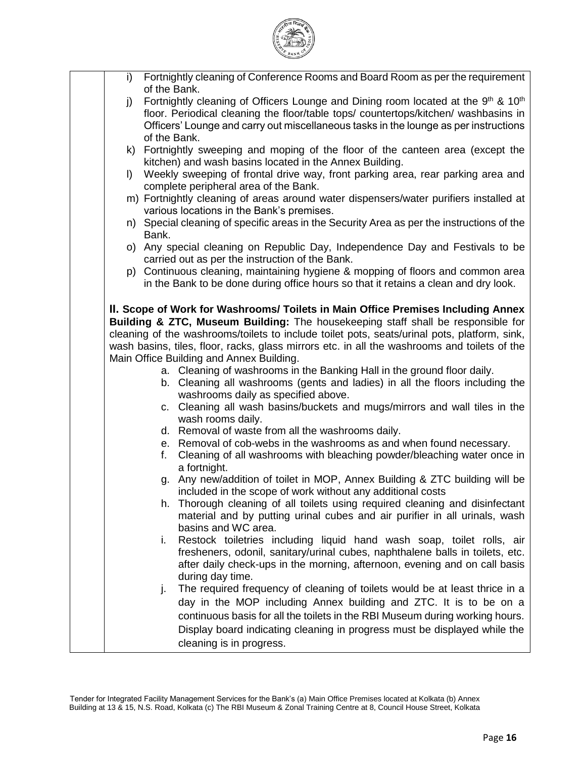i) Fortnightly cleaning of Conference Rooms and Board Room as per the requirement of the Bank.

j) Fortnightly cleaning of Officers Lounge and Dining room located at the 9th & 10th floor. Periodical cleaning the floor/table tops/ countertops/kitchen/ washbasins in Officers' Lounge and carry out miscellaneous tasks in the lounge as per instructions of the Bank.

k) Fortnightly sweeping and moping of the floor of the canteen area (except the kitchen) and wash basins located in the Annex Building.

l) Weekly sweeping of frontal drive way, front parking area, rear parking area and complete peripheral area of the Bank.

m) Fortnightly cleaning of areas around water dispensers/water purifiers installed at various locations in the Bank's premises.

n) Special cleaning of specific areas in the Security Area as per the instructions of the Bank.

o) Any special cleaning on Republic Day, Independence Day and Festivals to be carried out as per the instruction of the Bank.

p) Continuous cleaning, maintaining hygiene & mopping of floors and common area in the Bank to be done during office hours so that it retains a clean and dry look.

**II. Scope of Work for Washrooms/ Toilets in Main Office Premises Including Annex Building & ZTC, Museum Building:** The housekeeping staff shall be responsible for cleaning of the washrooms/toilets to include toilet pots, seats/urinal pots, platform, sink, wash basins, tiles, floor, racks, glass mirrors etc. in all the washrooms and toilets of the Main Office Building and Annex Building.

a. Cleaning of washrooms in the Banking Hall in the ground floor daily.

b. Cleaning all washrooms (gents and ladies) in all the floors including the washrooms daily as specified above.

c. Cleaning all wash basins/buckets and mugs/mirrors and wall tiles in the wash rooms daily.

d. Removal of waste from all the washrooms daily.

e. Removal of cob-webs in the washrooms as and when found necessary.

f. Cleaning of all washrooms with bleaching powder/bleaching water once in a fortnight.

g. Any new/addition of toilet in MOP, Annex Building & ZTC building will be included in the scope of work without any additional costs

h. Thorough cleaning of all toilets using required cleaning and disinfectant material and by putting urinal cubes and air purifier in all urinals, wash basins and WC area.

i. Restock toiletries including liquid hand wash soap, toilet rolls, air fresheners, odonil, sanitary/urinal cubes, naphthalene balls in toilets, etc. after daily check-ups in the morning, afternoon, evening and on call basis during day time.

j. The required frequency of cleaning of toilets would be at least thrice in a day in the MOP including Annex building and ZTC. It is to be on a continuous basis for all the toilets in the RBI Museum during working hours. Display board indicating cleaning in progress must be displayed while the cleaning is in progress.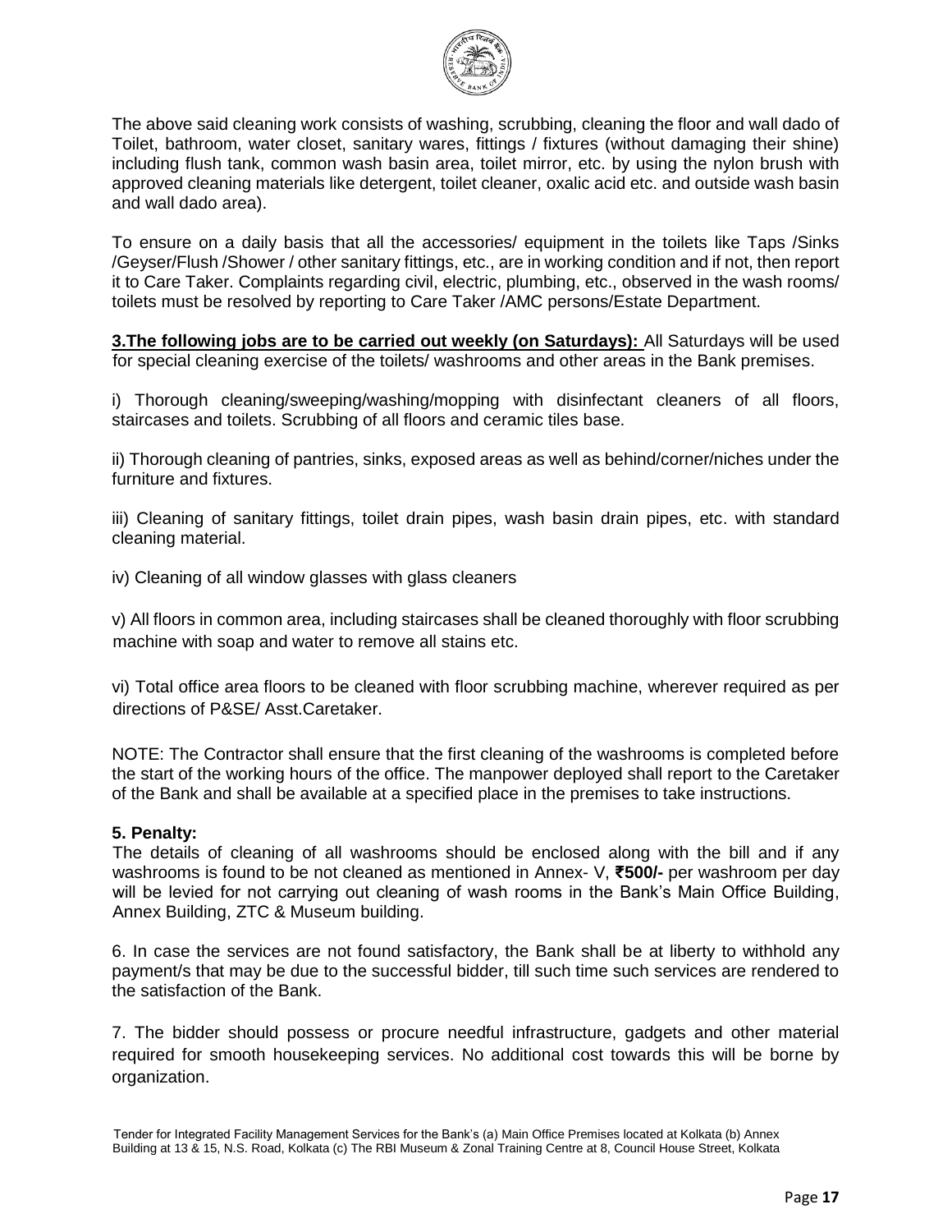The above said cleaning work consists of washing, scrubbing, cleaning the floor and wall dado of Toilet, bathroom, water closet, sanitary wares, fittings / fixtures (without damaging their shine) including flush tank, common wash basin area, toilet mirror, etc. by using the nylon brush with approved cleaning materials like detergent, toilet cleaner, oxalic acid etc. and outside wash basin and wall dado area).

To ensure on a daily basis that all the accessories/ equipment in the toilets like Taps /Sinks /Geyser/Flush /Shower / other sanitary fittings, etc., are in working condition and if not, then report it to Care Taker. Complaints regarding civil, electric, plumbing, etc., observed in the wash rooms/ toilets must be resolved by reporting to Care Taker /AMC persons/Estate Department.

**3.The following jobs are to be carried out weekly (on Saturdays):** All Saturdays will be used for special cleaning exercise of the toilets/ washrooms and other areas in the Bank premises.

i) Thorough cleaning/sweeping/washing/mopping with disinfectant cleaners of all floors, staircases and toilets. Scrubbing of all floors and ceramic tiles base.

ii) Thorough cleaning of pantries, sinks, exposed areas as well as behind/corner/niches under the furniture and fixtures.

iii) Cleaning of sanitary fittings, toilet drain pipes, wash basin drain pipes, etc. with standard cleaning material.

iv) Cleaning of all window glasses with glass cleaners

v) All floors in common area, including staircases shall be cleaned thoroughly with floor scrubbing machine with soap and water to remove all stains etc.

vi) Total office area floors to be cleaned with floor scrubbing machine, wherever required as per directions of P&SE/ Asst.Caretaker.

NOTE: The Contractor shall ensure that the first cleaning of the washrooms is completed before the start of the working hours of the office. The manpower deployed shall report to the Caretaker of the Bank and shall be available at a specified place in the premises to take instructions.

**5. Penalty:**

The details of cleaning of all washrooms should be enclosed along with the bill and if any washrooms is found to be not cleaned as mentioned in Annex- V, **₹500/-** per washroom per day will be levied for not carrying out cleaning of wash rooms in the Bank's Main Office Building, Annex Building, ZTC & Museum building.

6. In case the services are not found satisfactory, the Bank shall be at liberty to withhold any payment/s that may be due to the successful bidder, till such time such services are rendered to the satisfaction of the Bank.

7. The bidder should possess or procure needful infrastructure, gadgets and other material required for smooth housekeeping services. No additional cost towards this will be borne by organization.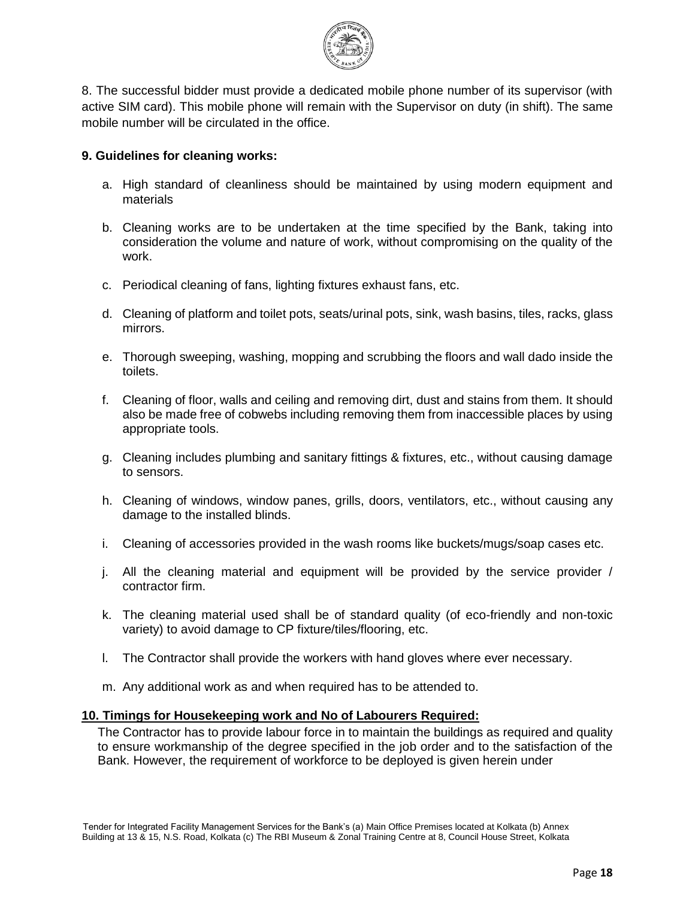8. The successful bidder must provide a dedicated mobile phone number of its supervisor (with active SIM card). This mobile phone will remain with the Supervisor on duty (in shift). The same mobile number will be circulated in the office.

**9. Guidelines for cleaning works:**

a. High standard of cleanliness should be maintained by using modern equipment and materials

b. Cleaning works are to be undertaken at the time specified by the Bank, taking into consideration the volume and nature of work, without compromising on the quality of the work.

c. Periodical cleaning of fans, lighting fixtures exhaust fans, etc.

d. Cleaning of platform and toilet pots, seats/urinal pots, sink, wash basins, tiles, racks, glass mirrors.

e. Thorough sweeping, washing, mopping and scrubbing the floors and wall dado inside the toilets.

f. Cleaning of floor, walls and ceiling and removing dirt, dust and stains from them. It should also be made free of cobwebs including removing them from inaccessible places by using appropriate tools.

g. Cleaning includes plumbing and sanitary fittings & fixtures, etc., without causing damage to sensors.

h. Cleaning of windows, window panes, grills, doors, ventilators, etc., without causing any damage to the installed blinds.

i. Cleaning of accessories provided in the wash rooms like buckets/mugs/soap cases etc.

j. All the cleaning material and equipment will be provided by the service provider / contractor firm.

k. The cleaning material used shall be of standard quality (of eco-friendly and non-toxic variety) to avoid damage to CP fixture/tiles/flooring, etc.

l. The Contractor shall provide the workers with hand gloves where ever necessary.

m. Any additional work as and when required has to be attended to.

**10. Timings for Housekeeping work and No of Labourers Required:**

The Contractor has to provide labour force in to maintain the buildings as required and quality to ensure workmanship of the degree specified in the job order and to the satisfaction of the Bank. However, the requirement of workforce to be deployed is given herein under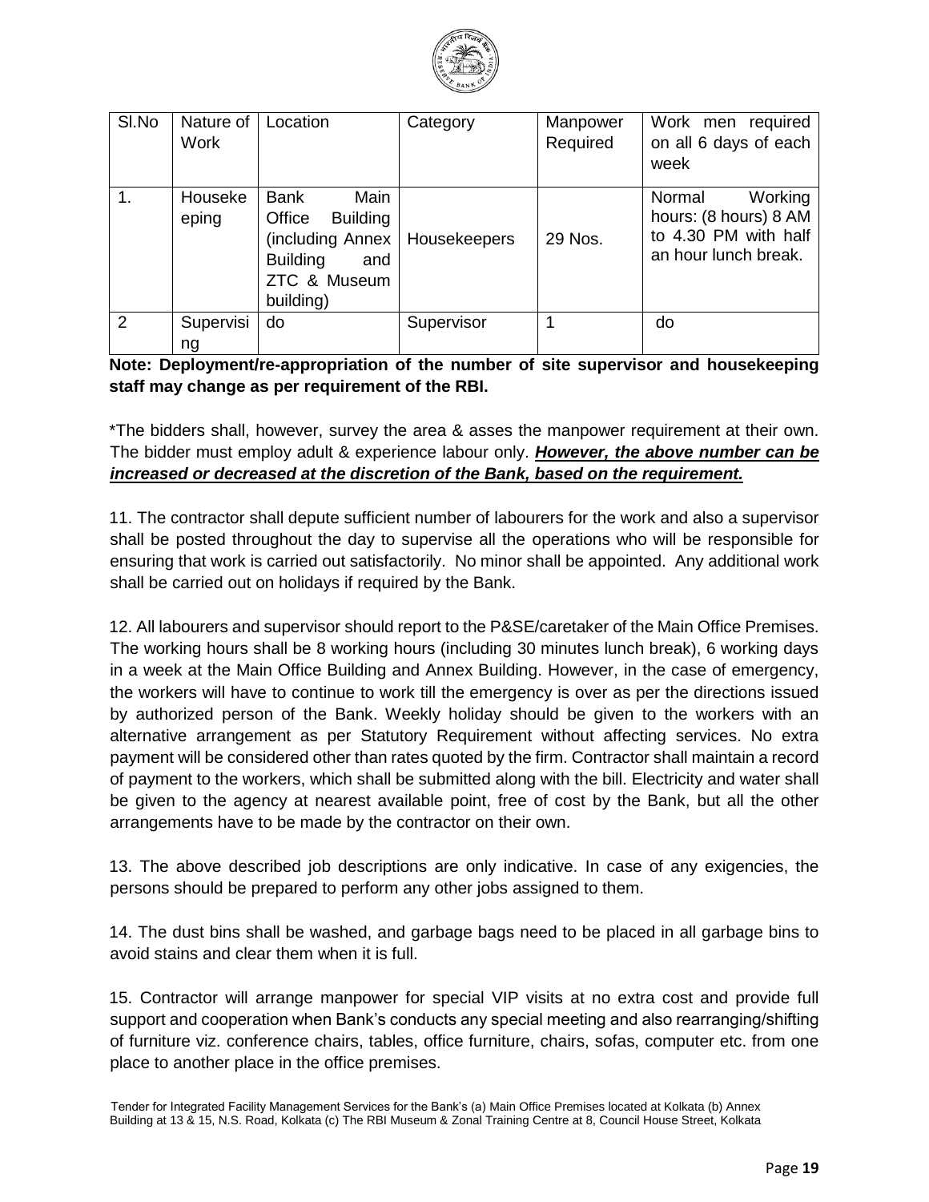| Sl.No | Nature of Work | Location | Category | Manpower Required | Work men required on all 6 days of each week |
|---|---|---|---|---|---|
| 1. | Housekeeping | Bank Main Office Building (including Annex Building and ZTC & Museum building) | Housekeepers | 29 Nos. | Normal Working hours: (8 hours) 8 AM to 4.30 PM with half an hour lunch break. |
| 2 | Supervising | do | Supervisor | 1 | do |

**Note: Deployment/re-appropriation of the number of site supervisor and housekeeping staff may change as per requirement of the RBI.**

*The bidders shall, however, survey the area & asses the manpower requirement at their own. The bidder must employ adult & experience labour only. ***However, the above number can be increased or decreased at the discretion of the Bank, based on the requirement.***

11. The contractor shall depute sufficient number of labourers for the work and also a supervisor shall be posted throughout the day to supervise all the operations who will be responsible for ensuring that work is carried out satisfactorily. No minor shall be appointed. Any additional work shall be carried out on holidays if required by the Bank.

12. All labourers and supervisor should report to the P&SE/caretaker of the Main Office Premises. The working hours shall be 8 working hours (including 30 minutes lunch break), 6 working days in a week at the Main Office Building and Annex Building. However, in the case of emergency, the workers will have to continue to work till the emergency is over as per the directions issued by authorized person of the Bank. Weekly holiday should be given to the workers with an alternative arrangement as per Statutory Requirement without affecting services. No extra payment will be considered other than rates quoted by the firm. Contractor shall maintain a record of payment to the workers, which shall be submitted along with the bill. Electricity and water shall be given to the agency at nearest available point, free of cost by the Bank, but all the other arrangements have to be made by the contractor on their own.

13. The above described job descriptions are only indicative. In case of any exigencies, the persons should be prepared to perform any other jobs assigned to them.

14. The dust bins shall be washed, and garbage bags need to be placed in all garbage bins to avoid stains and clear them when it is full.

15. Contractor will arrange manpower for special VIP visits at no extra cost and provide full support and cooperation when Bank's conducts any special meeting and also rearranging/shifting of furniture viz. conference chairs, tables, office furniture, chairs, sofas, computer etc. from one place to another place in the office premises.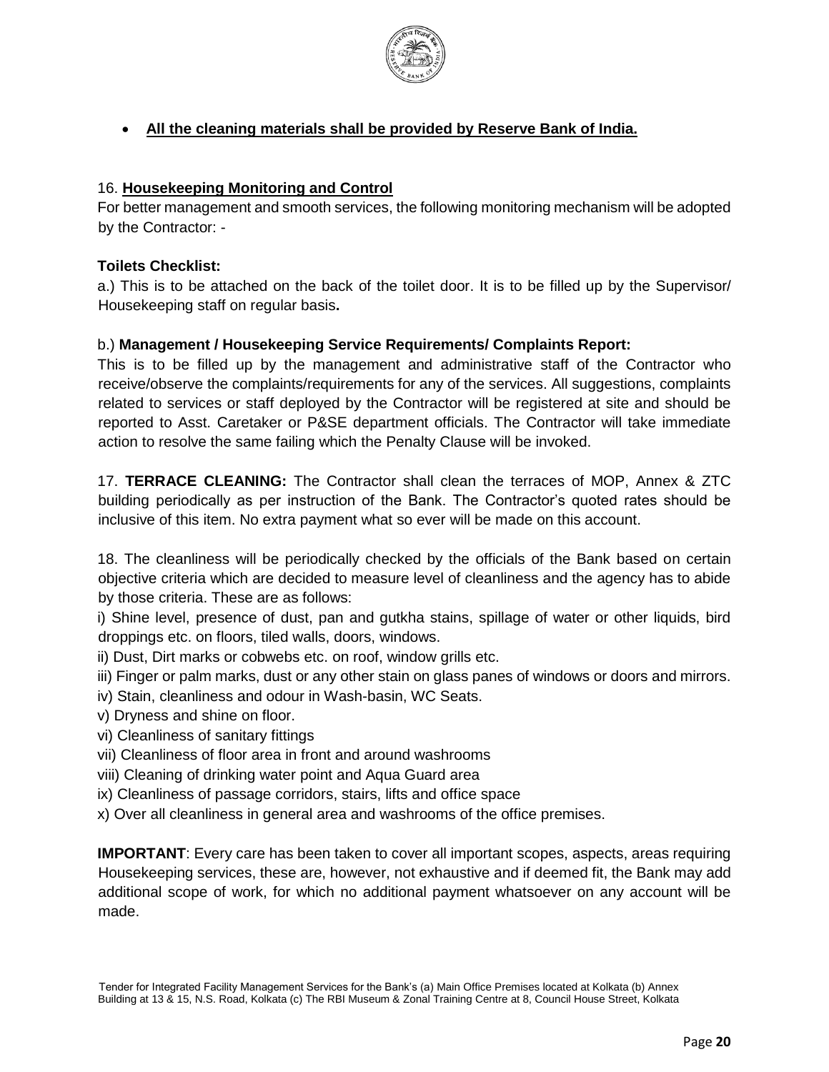- **<u>All the cleaning materials shall be provided by Reserve Bank of India.</u>**

16. **<u>Housekeeping Monitoring and Control</u>**

For better management and smooth services, the following monitoring mechanism will be adopted by the Contractor: -

**Toilets Checklist:**

a.) This is to be attached on the back of the toilet door. It is to be filled up by the Supervisor/ Housekeeping staff on regular basis**.**

b.) **Management / Housekeeping Service Requirements/ Complaints Report:**

This is to be filled up by the management and administrative staff of the Contractor who receive/observe the complaints/requirements for any of the services. All suggestions, complaints related to services or staff deployed by the Contractor will be registered at site and should be reported to Asst. Caretaker or P&SE department officials. The Contractor will take immediate action to resolve the same failing which the Penalty Clause will be invoked.

17. **TERRACE CLEANING:** The Contractor shall clean the terraces of MOP, Annex & ZTC building periodically as per instruction of the Bank. The Contractor's quoted rates should be inclusive of this item. No extra payment what so ever will be made on this account.

18. The cleanliness will be periodically checked by the officials of the Bank based on certain objective criteria which are decided to measure level of cleanliness and the agency has to abide by those criteria. These are as follows:

i) Shine level, presence of dust, pan and gutkha stains, spillage of water or other liquids, bird droppings etc. on floors, tiled walls, doors, windows.

ii) Dust, Dirt marks or cobwebs etc. on roof, window grills etc.

iii) Finger or palm marks, dust or any other stain on glass panes of windows or doors and mirrors.

iv) Stain, cleanliness and odour in Wash-basin, WC Seats.

v) Dryness and shine on floor.

vi) Cleanliness of sanitary fittings

vii) Cleanliness of floor area in front and around washrooms

viii) Cleaning of drinking water point and Aqua Guard area

ix) Cleanliness of passage corridors, stairs, lifts and office space

x) Over all cleanliness in general area and washrooms of the office premises.

**IMPORTANT**: Every care has been taken to cover all important scopes, aspects, areas requiring Housekeeping services, these are, however, not exhaustive and if deemed fit, the Bank may add additional scope of work, for which no additional payment whatsoever on any account will be made.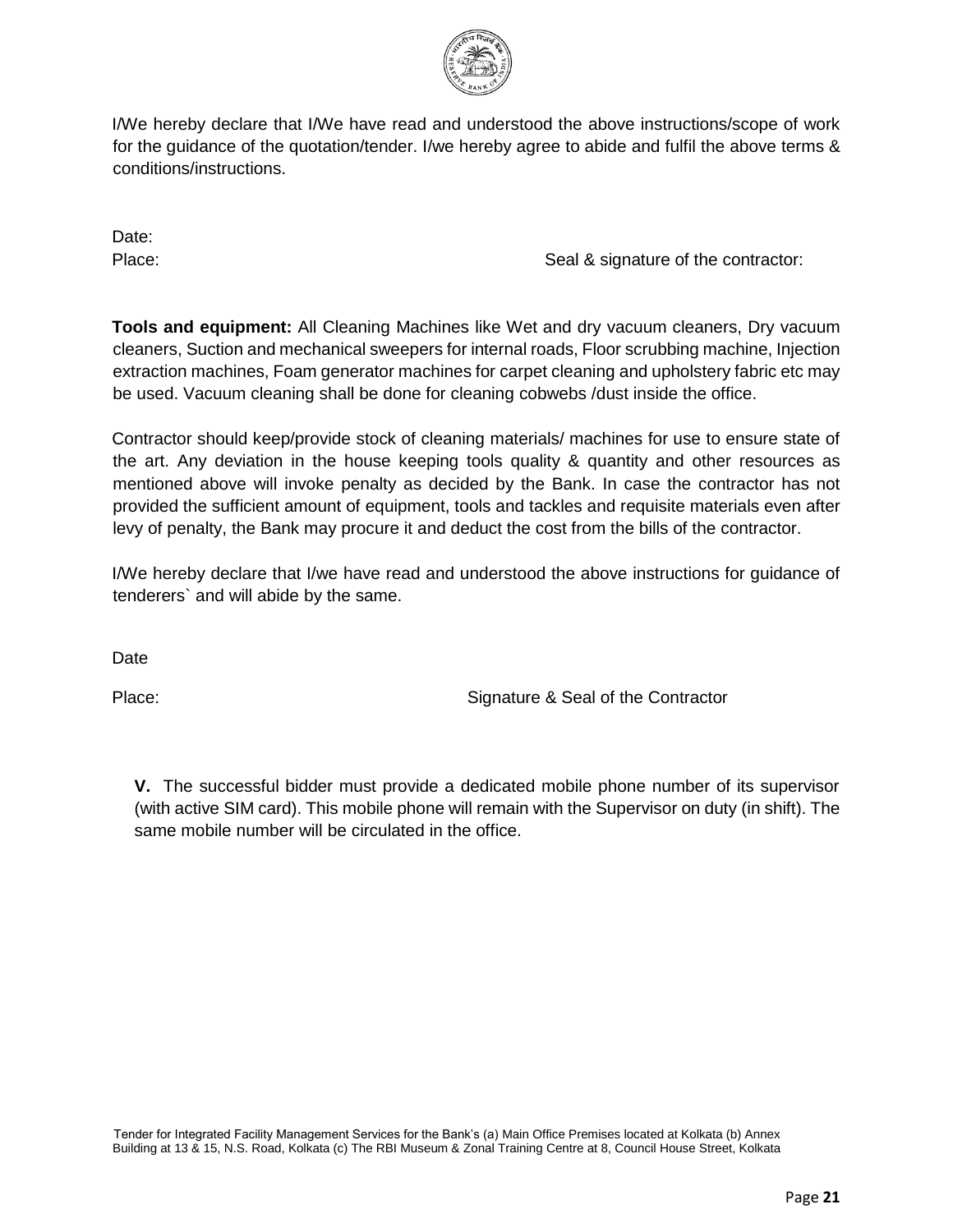I/We hereby declare that I/We have read and understood the above instructions/scope of work for the guidance of the quotation/tender. I/we hereby agree to abide and fulfil the above terms & conditions/instructions.

Date:

Place: Seal & signature of the contractor:

**Tools and equipment:** All Cleaning Machines like Wet and dry vacuum cleaners, Dry vacuum cleaners, Suction and mechanical sweepers for internal roads, Floor scrubbing machine, Injection extraction machines, Foam generator machines for carpet cleaning and upholstery fabric etc may be used. Vacuum cleaning shall be done for cleaning cobwebs /dust inside the office.

Contractor should keep/provide stock of cleaning materials/ machines for use to ensure state of the art. Any deviation in the house keeping tools quality & quantity and other resources as mentioned above will invoke penalty as decided by the Bank. In case the contractor has not provided the sufficient amount of equipment, tools and tackles and requisite materials even after levy of penalty, the Bank may procure it and deduct the cost from the bills of the contractor.

I/We hereby declare that I/we have read and understood the above instructions for guidance of tenderers` and will abide by the same.

Date

Place: Signature & Seal of the Contractor

**V.** The successful bidder must provide a dedicated mobile phone number of its supervisor (with active SIM card). This mobile phone will remain with the Supervisor on duty (in shift). The same mobile number will be circulated in the office.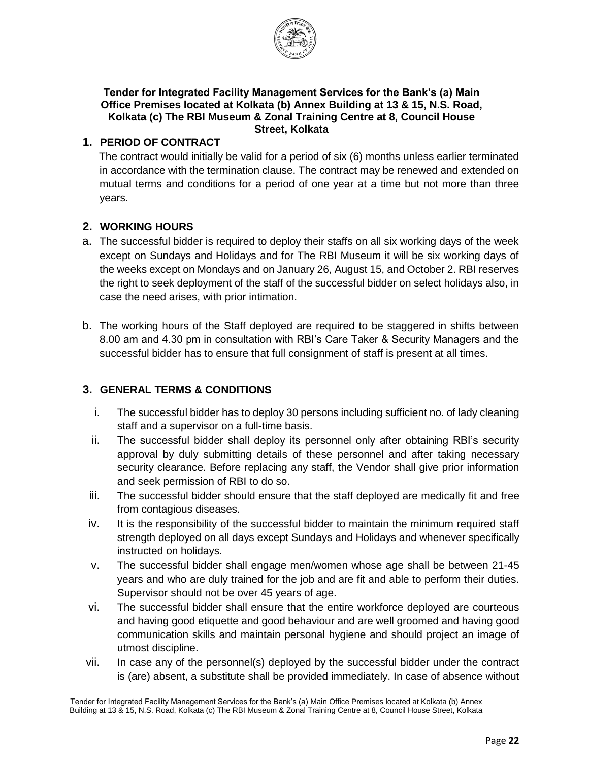**Tender for Integrated Facility Management Services for the Bank's (a) Main Office Premises located at Kolkata (b) Annex Building at 13 & 15, N.S. Road, Kolkata (c) The RBI Museum & Zonal Training Centre at 8, Council House Street, Kolkata**

## 1. PERIOD OF CONTRACT

The contract would initially be valid for a period of six (6) months unless earlier terminated in accordance with the termination clause. The contract may be renewed and extended on mutual terms and conditions for a period of one year at a time but not more than three years.

## 2. WORKING HOURS

a. The successful bidder is required to deploy their staffs on all six working days of the week except on Sundays and Holidays and for The RBI Museum it will be six working days of the weeks except on Mondays and on January 26, August 15, and October 2. RBI reserves the right to seek deployment of the staff of the successful bidder on select holidays also, in case the need arises, with prior intimation.

b. The working hours of the Staff deployed are required to be staggered in shifts between 8.00 am and 4.30 pm in consultation with RBI's Care Taker & Security Managers and the successful bidder has to ensure that full consignment of staff is present at all times.

## 3. GENERAL TERMS & CONDITIONS

i. The successful bidder has to deploy 30 persons including sufficient no. of lady cleaning staff and a supervisor on a full-time basis.

ii. The successful bidder shall deploy its personnel only after obtaining RBI's security approval by duly submitting details of these personnel and after taking necessary security clearance. Before replacing any staff, the Vendor shall give prior information and seek permission of RBI to do so.

iii. The successful bidder should ensure that the staff deployed are medically fit and free from contagious diseases.

iv. It is the responsibility of the successful bidder to maintain the minimum required staff strength deployed on all days except Sundays and Holidays and whenever specifically instructed on holidays.

v. The successful bidder shall engage men/women whose age shall be between 21-45 years and who are duly trained for the job and are fit and able to perform their duties. Supervisor should not be over 45 years of age.

vi. The successful bidder shall ensure that the entire workforce deployed are courteous and having good etiquette and good behaviour and are well groomed and having good communication skills and maintain personal hygiene and should project an image of utmost discipline.

vii. In case any of the personnel(s) deployed by the successful bidder under the contract is (are) absent, a substitute shall be provided immediately. In case of absence without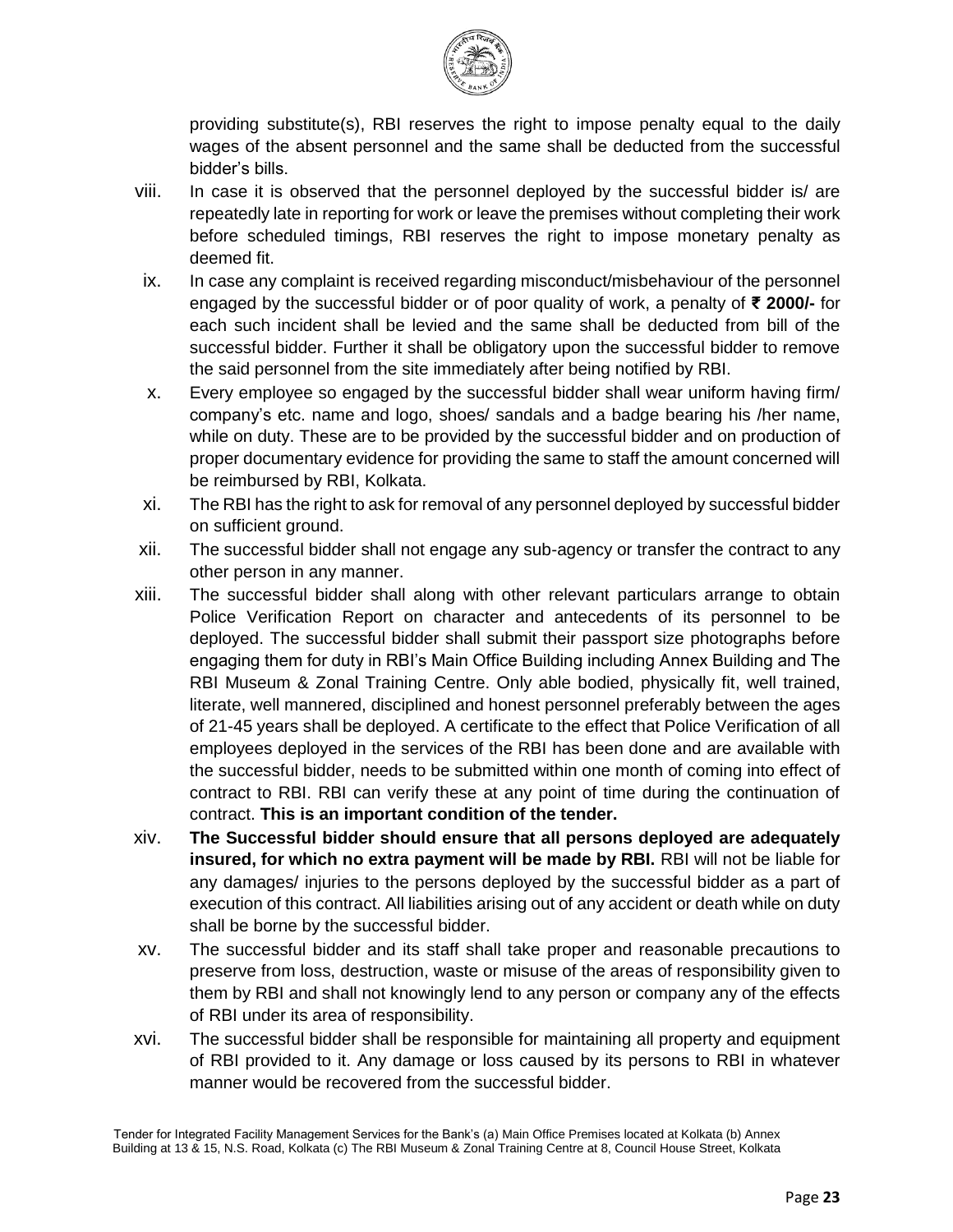providing substitute(s), RBI reserves the right to impose penalty equal to the daily wages of the absent personnel and the same shall be deducted from the successful bidder's bills.

viii. In case it is observed that the personnel deployed by the successful bidder is/ are repeatedly late in reporting for work or leave the premises without completing their work before scheduled timings, RBI reserves the right to impose monetary penalty as deemed fit.

ix. In case any complaint is received regarding misconduct/misbehaviour of the personnel engaged by the successful bidder or of poor quality of work, a penalty of **₹ 2000/-** for each such incident shall be levied and the same shall be deducted from bill of the successful bidder. Further it shall be obligatory upon the successful bidder to remove the said personnel from the site immediately after being notified by RBI.

x. Every employee so engaged by the successful bidder shall wear uniform having firm/ company's etc. name and logo, shoes/ sandals and a badge bearing his /her name, while on duty. These are to be provided by the successful bidder and on production of proper documentary evidence for providing the same to staff the amount concerned will be reimbursed by RBI, Kolkata.

xi. The RBI has the right to ask for removal of any personnel deployed by successful bidder on sufficient ground.

xii. The successful bidder shall not engage any sub-agency or transfer the contract to any other person in any manner.

xiii. The successful bidder shall along with other relevant particulars arrange to obtain Police Verification Report on character and antecedents of its personnel to be deployed. The successful bidder shall submit their passport size photographs before engaging them for duty in RBI's Main Office Building including Annex Building and The RBI Museum & Zonal Training Centre. Only able bodied, physically fit, well trained, literate, well mannered, disciplined and honest personnel preferably between the ages of 21-45 years shall be deployed. A certificate to the effect that Police Verification of all employees deployed in the services of the RBI has been done and are available with the successful bidder, needs to be submitted within one month of coming into effect of contract to RBI. RBI can verify these at any point of time during the continuation of contract. **This is an important condition of the tender.**

xiv. **The Successful bidder should ensure that all persons deployed are adequately insured, for which no extra payment will be made by RBI.** RBI will not be liable for any damages/ injuries to the persons deployed by the successful bidder as a part of execution of this contract. All liabilities arising out of any accident or death while on duty shall be borne by the successful bidder.

xv. The successful bidder and its staff shall take proper and reasonable precautions to preserve from loss, destruction, waste or misuse of the areas of responsibility given to them by RBI and shall not knowingly lend to any person or company any of the effects of RBI under its area of responsibility.

xvi. The successful bidder shall be responsible for maintaining all property and equipment of RBI provided to it. Any damage or loss caused by its persons to RBI in whatever manner would be recovered from the successful bidder.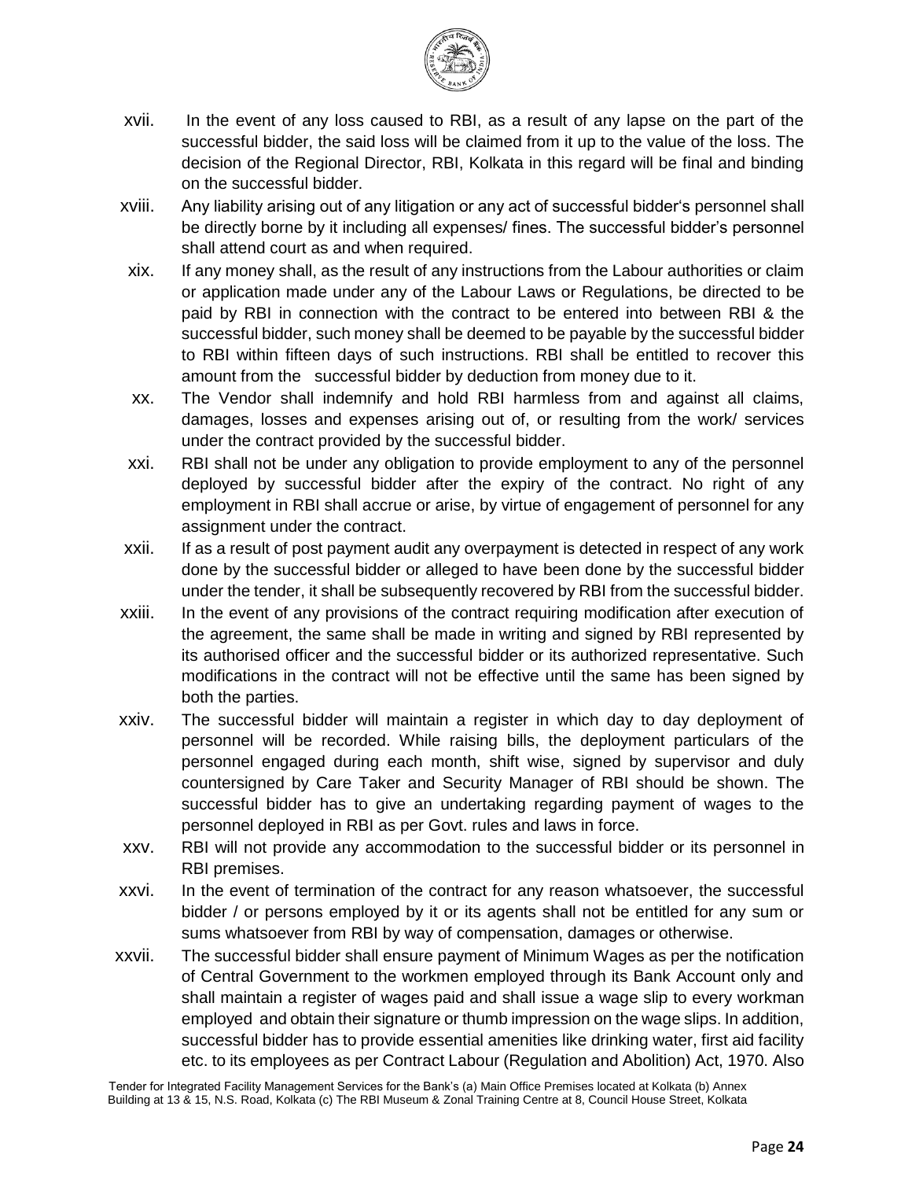xvii. In the event of any loss caused to RBI, as a result of any lapse on the part of the successful bidder, the said loss will be claimed from it up to the value of the loss. The decision of the Regional Director, RBI, Kolkata in this regard will be final and binding on the successful bidder.

xviii. Any liability arising out of any litigation or any act of successful bidder's personnel shall be directly borne by it including all expenses/ fines. The successful bidder's personnel shall attend court as and when required.

xix. If any money shall, as the result of any instructions from the Labour authorities or claim or application made under any of the Labour Laws or Regulations, be directed to be paid by RBI in connection with the contract to be entered into between RBI & the successful bidder, such money shall be deemed to be payable by the successful bidder to RBI within fifteen days of such instructions. RBI shall be entitled to recover this amount from the successful bidder by deduction from money due to it.

xx. The Vendor shall indemnify and hold RBI harmless from and against all claims, damages, losses and expenses arising out of, or resulting from the work/ services under the contract provided by the successful bidder.

xxi. RBI shall not be under any obligation to provide employment to any of the personnel deployed by successful bidder after the expiry of the contract. No right of any employment in RBI shall accrue or arise, by virtue of engagement of personnel for any assignment under the contract.

xxii. If as a result of post payment audit any overpayment is detected in respect of any work done by the successful bidder or alleged to have been done by the successful bidder under the tender, it shall be subsequently recovered by RBI from the successful bidder.

xxiii. In the event of any provisions of the contract requiring modification after execution of the agreement, the same shall be made in writing and signed by RBI represented by its authorised officer and the successful bidder or its authorized representative. Such modifications in the contract will not be effective until the same has been signed by both the parties.

xxiv. The successful bidder will maintain a register in which day to day deployment of personnel will be recorded. While raising bills, the deployment particulars of the personnel engaged during each month, shift wise, signed by supervisor and duly countersigned by Care Taker and Security Manager of RBI should be shown. The successful bidder has to give an undertaking regarding payment of wages to the personnel deployed in RBI as per Govt. rules and laws in force.

xxv. RBI will not provide any accommodation to the successful bidder or its personnel in RBI premises.

xxvi. In the event of termination of the contract for any reason whatsoever, the successful bidder / or persons employed by it or its agents shall not be entitled for any sum or sums whatsoever from RBI by way of compensation, damages or otherwise.

xxvii. The successful bidder shall ensure payment of Minimum Wages as per the notification of Central Government to the workmen employed through its Bank Account only and shall maintain a register of wages paid and shall issue a wage slip to every workman employed and obtain their signature or thumb impression on the wage slips. In addition, successful bidder has to provide essential amenities like drinking water, first aid facility etc. to its employees as per Contract Labour (Regulation and Abolition) Act, 1970. Also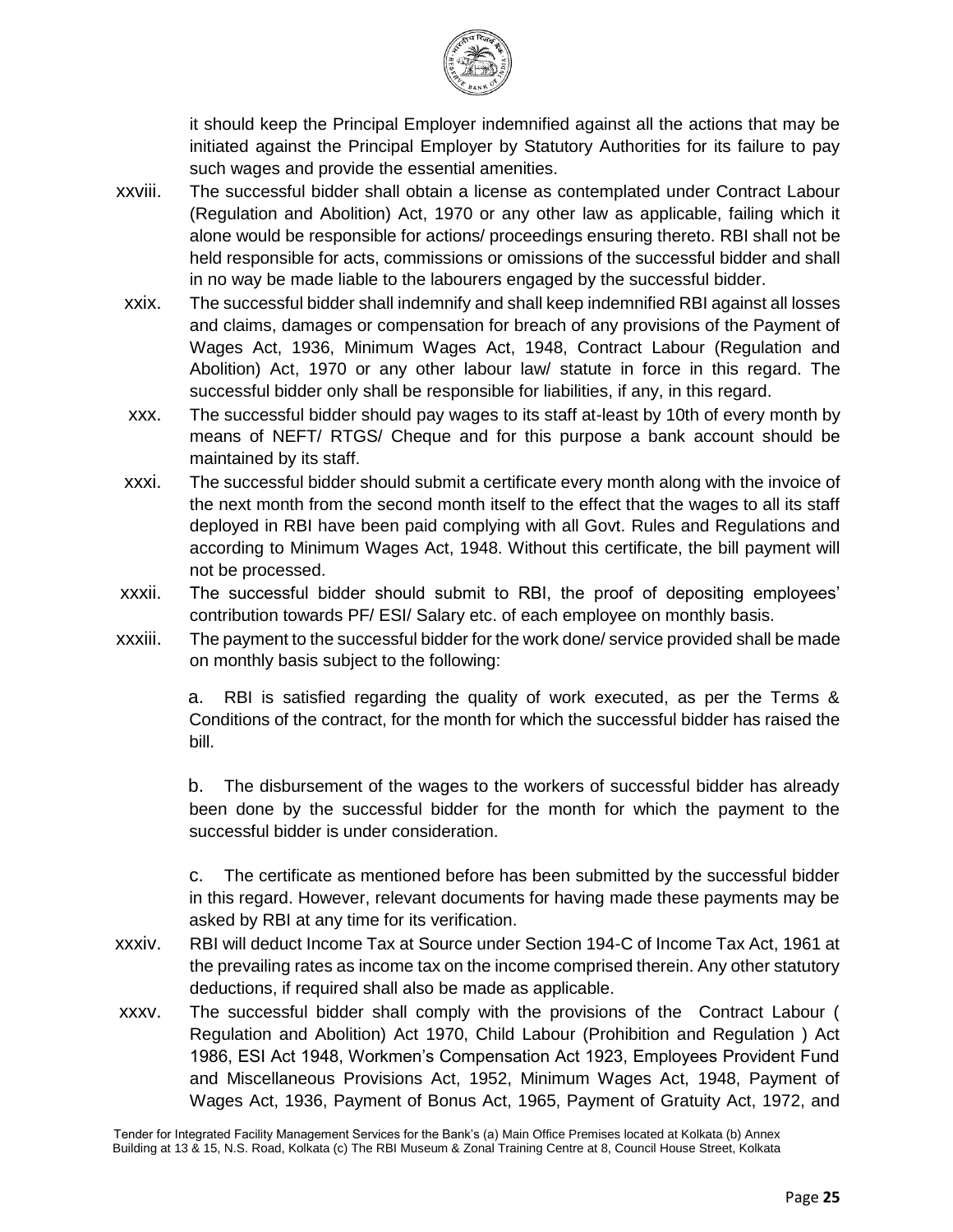it should keep the Principal Employer indemnified against all the actions that may be initiated against the Principal Employer by Statutory Authorities for its failure to pay such wages and provide the essential amenities.

xxviii. The successful bidder shall obtain a license as contemplated under Contract Labour (Regulation and Abolition) Act, 1970 or any other law as applicable, failing which it alone would be responsible for actions/ proceedings ensuring thereto. RBI shall not be held responsible for acts, commissions or omissions of the successful bidder and shall in no way be made liable to the labourers engaged by the successful bidder.

xxix. The successful bidder shall indemnify and shall keep indemnified RBI against all losses and claims, damages or compensation for breach of any provisions of the Payment of Wages Act, 1936, Minimum Wages Act, 1948, Contract Labour (Regulation and Abolition) Act, 1970 or any other labour law/ statute in force in this regard. The successful bidder only shall be responsible for liabilities, if any, in this regard.

xxx. The successful bidder should pay wages to its staff at-least by 10th of every month by means of NEFT/ RTGS/ Cheque and for this purpose a bank account should be maintained by its staff.

xxxi. The successful bidder should submit a certificate every month along with the invoice of the next month from the second month itself to the effect that the wages to all its staff deployed in RBI have been paid complying with all Govt. Rules and Regulations and according to Minimum Wages Act, 1948. Without this certificate, the bill payment will not be processed.

xxxii. The successful bidder should submit to RBI, the proof of depositing employees' contribution towards PF/ ESI/ Salary etc. of each employee on monthly basis.

xxxiii. The payment to the successful bidder for the work done/ service provided shall be made on monthly basis subject to the following:

a. RBI is satisfied regarding the quality of work executed, as per the Terms & Conditions of the contract, for the month for which the successful bidder has raised the bill.

b. The disbursement of the wages to the workers of successful bidder has already been done by the successful bidder for the month for which the payment to the successful bidder is under consideration.

c. The certificate as mentioned before has been submitted by the successful bidder in this regard. However, relevant documents for having made these payments may be asked by RBI at any time for its verification.

xxxiv. RBI will deduct Income Tax at Source under Section 194-C of Income Tax Act, 1961 at the prevailing rates as income tax on the income comprised therein. Any other statutory deductions, if required shall also be made as applicable.

xxxv. The successful bidder shall comply with the provisions of the Contract Labour ( Regulation and Abolition) Act 1970, Child Labour (Prohibition and Regulation ) Act 1986, ESI Act 1948, Workmen's Compensation Act 1923, Employees Provident Fund and Miscellaneous Provisions Act, 1952, Minimum Wages Act, 1948, Payment of Wages Act, 1936, Payment of Bonus Act, 1965, Payment of Gratuity Act, 1972, and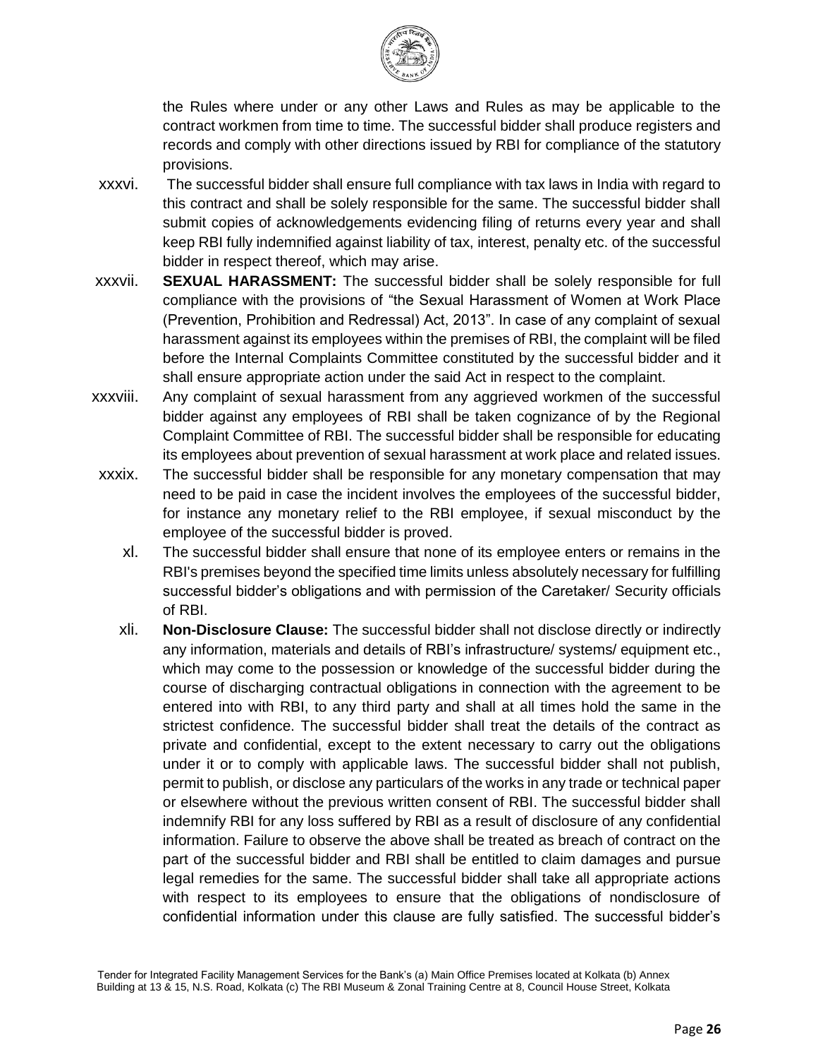the Rules where under or any other Laws and Rules as may be applicable to the contract workmen from time to time. The successful bidder shall produce registers and records and comply with other directions issued by RBI for compliance of the statutory provisions.

xxxvi. The successful bidder shall ensure full compliance with tax laws in India with regard to this contract and shall be solely responsible for the same. The successful bidder shall submit copies of acknowledgements evidencing filing of returns every year and shall keep RBI fully indemnified against liability of tax, interest, penalty etc. of the successful bidder in respect thereof, which may arise.

xxxvii. **SEXUAL HARASSMENT:** The successful bidder shall be solely responsible for full compliance with the provisions of "the Sexual Harassment of Women at Work Place (Prevention, Prohibition and Redressal) Act, 2013". In case of any complaint of sexual harassment against its employees within the premises of RBI, the complaint will be filed before the Internal Complaints Committee constituted by the successful bidder and it shall ensure appropriate action under the said Act in respect to the complaint.

xxxviii. Any complaint of sexual harassment from any aggrieved workmen of the successful bidder against any employees of RBI shall be taken cognizance of by the Regional Complaint Committee of RBI. The successful bidder shall be responsible for educating its employees about prevention of sexual harassment at work place and related issues.

xxxix. The successful bidder shall be responsible for any monetary compensation that may need to be paid in case the incident involves the employees of the successful bidder, for instance any monetary relief to the RBI employee, if sexual misconduct by the employee of the successful bidder is proved.

xl. The successful bidder shall ensure that none of its employee enters or remains in the RBI's premises beyond the specified time limits unless absolutely necessary for fulfilling successful bidder's obligations and with permission of the Caretaker/ Security officials of RBI.

xli. **Non-Disclosure Clause:** The successful bidder shall not disclose directly or indirectly any information, materials and details of RBI's infrastructure/ systems/ equipment etc., which may come to the possession or knowledge of the successful bidder during the course of discharging contractual obligations in connection with the agreement to be entered into with RBI, to any third party and shall at all times hold the same in the strictest confidence. The successful bidder shall treat the details of the contract as private and confidential, except to the extent necessary to carry out the obligations under it or to comply with applicable laws. The successful bidder shall not publish, permit to publish, or disclose any particulars of the works in any trade or technical paper or elsewhere without the previous written consent of RBI. The successful bidder shall indemnify RBI for any loss suffered by RBI as a result of disclosure of any confidential information. Failure to observe the above shall be treated as breach of contract on the part of the successful bidder and RBI shall be entitled to claim damages and pursue legal remedies for the same. The successful bidder shall take all appropriate actions with respect to its employees to ensure that the obligations of nondisclosure of confidential information under this clause are fully satisfied. The successful bidder's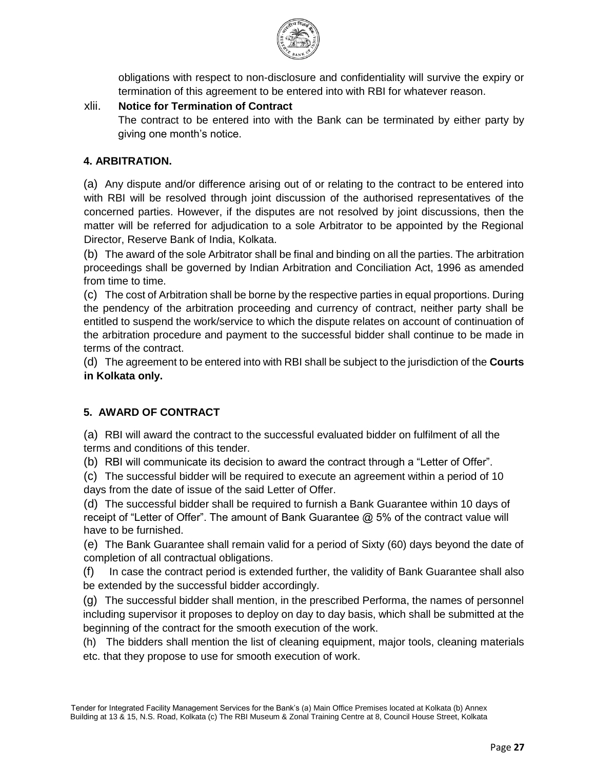obligations with respect to non-disclosure and confidentiality will survive the expiry or termination of this agreement to be entered into with RBI for whatever reason.

xlii. **Notice for Termination of Contract**

The contract to be entered into with the Bank can be terminated by either party by giving one month's notice.

### 4. ARBITRATION.

(a) Any dispute and/or difference arising out of or relating to the contract to be entered into with RBI will be resolved through joint discussion of the authorised representatives of the concerned parties. However, if the disputes are not resolved by joint discussions, then the matter will be referred for adjudication to a sole Arbitrator to be appointed by the Regional Director, Reserve Bank of India, Kolkata.

(b) The award of the sole Arbitrator shall be final and binding on all the parties. The arbitration proceedings shall be governed by Indian Arbitration and Conciliation Act, 1996 as amended from time to time.

(c) The cost of Arbitration shall be borne by the respective parties in equal proportions. During the pendency of the arbitration proceeding and currency of contract, neither party shall be entitled to suspend the work/service to which the dispute relates on account of continuation of the arbitration procedure and payment to the successful bidder shall continue to be made in terms of the contract.

(d) The agreement to be entered into with RBI shall be subject to the jurisdiction of the **Courts in Kolkata only.**

### 5. AWARD OF CONTRACT

(a) RBI will award the contract to the successful evaluated bidder on fulfilment of all the terms and conditions of this tender.

(b) RBI will communicate its decision to award the contract through a "Letter of Offer".

(c) The successful bidder will be required to execute an agreement within a period of 10 days from the date of issue of the said Letter of Offer.

(d) The successful bidder shall be required to furnish a Bank Guarantee within 10 days of receipt of "Letter of Offer". The amount of Bank Guarantee @ 5% of the contract value will have to be furnished.

(e) The Bank Guarantee shall remain valid for a period of Sixty (60) days beyond the date of completion of all contractual obligations.

(f) In case the contract period is extended further, the validity of Bank Guarantee shall also be extended by the successful bidder accordingly.

(g) The successful bidder shall mention, in the prescribed Performa, the names of personnel including supervisor it proposes to deploy on day to day basis, which shall be submitted at the beginning of the contract for the smooth execution of the work.

(h) The bidders shall mention the list of cleaning equipment, major tools, cleaning materials etc. that they propose to use for smooth execution of work.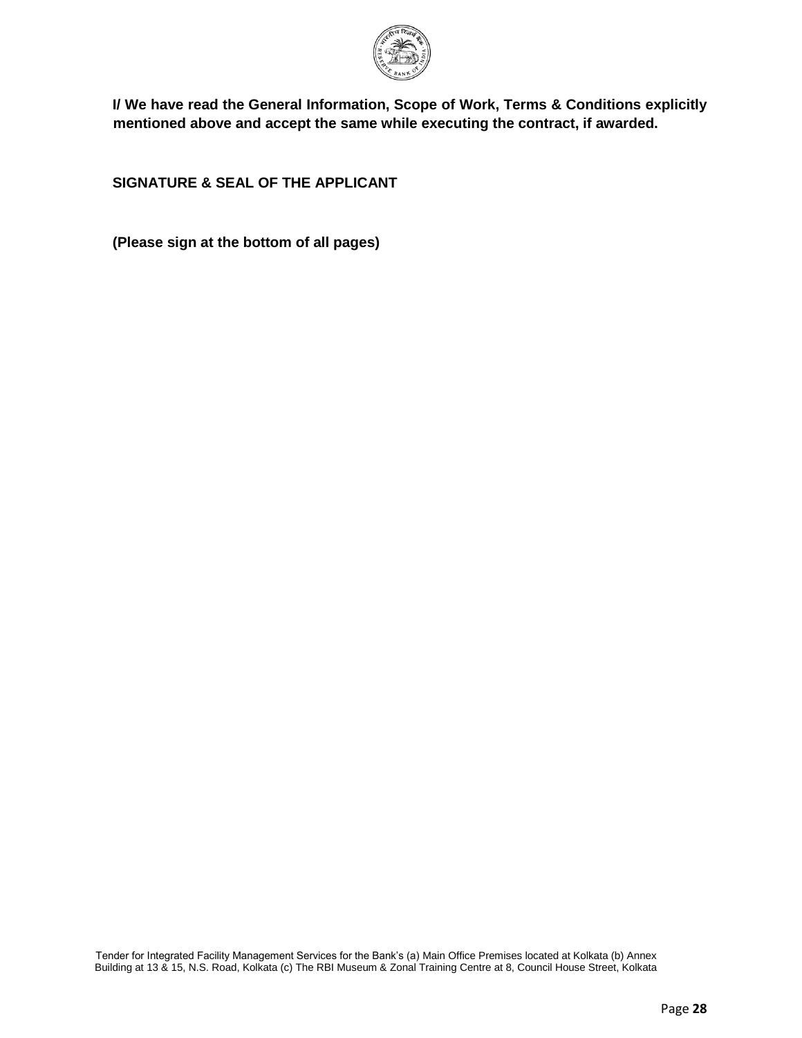**I/ We have read the General Information, Scope of Work, Terms & Conditions explicitly mentioned above and accept the same while executing the contract, if awarded.**

**SIGNATURE & SEAL OF THE APPLICANT**

**(Please sign at the bottom of all pages)**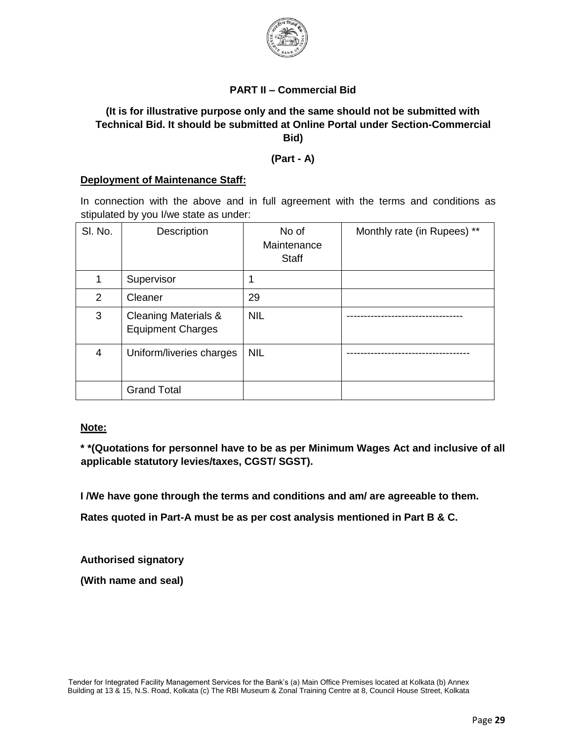## PART II – Commercial Bid

**(It is for illustrative purpose only and the same should not be submitted with Technical Bid. It should be submitted at Online Portal under Section-Commercial Bid)**

**(Part - A)**

**Deployment of Maintenance Staff:**

In connection with the above and in full agreement with the terms and conditions as stipulated by you I/we state as under:

| Sl. No. | Description | No of Maintenance Staff | Monthly rate (in Rupees) ** |
|---|---|---|---|
| 1 | Supervisor | 1 | |
| 2 | Cleaner | 29 | |
| 3 | Cleaning Materials & Equipment Charges | NIL | ---------------------------------- |
| 4 | Uniform/liveries charges | NIL | ------------------------------------ |
| | Grand Total | | |

**Note:**

**\* \*(Quotations for personnel have to be as per Minimum Wages Act and inclusive of all applicable statutory levies/taxes, CGST/ SGST).**

**I /We have gone through the terms and conditions and am/ are agreeable to them.**

**Rates quoted in Part-A must be as per cost analysis mentioned in Part B & C.**

**Authorised signatory**

**(With name and seal)**

Tender for Integrated Facility Management Services for the Bank's (a) Main Office Premises located at Kolkata (b) Annex Building at 13 & 15, N.S. Road, Kolkata (c) The RBI Museum & Zonal Training Centre at 8, Council House Street, Kolkata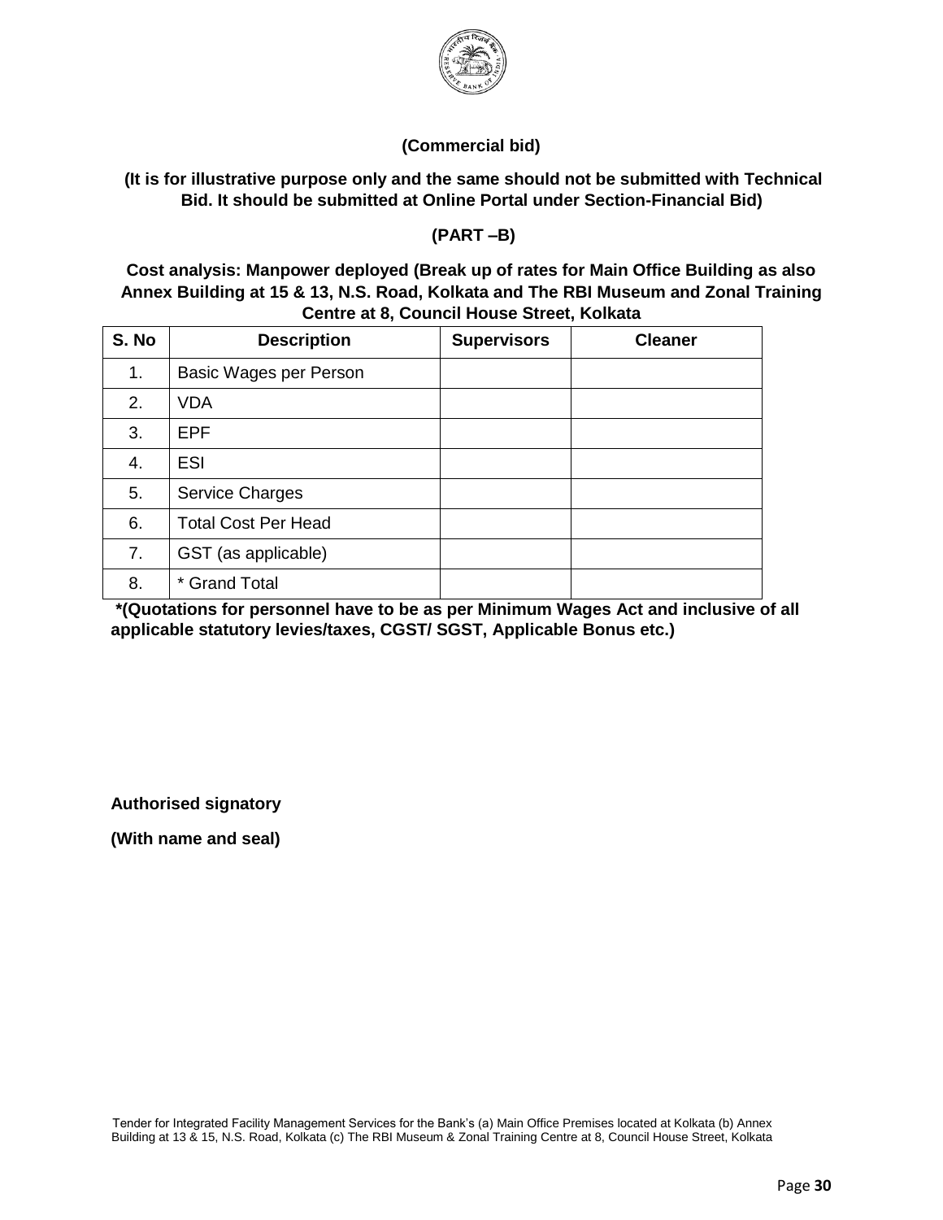**(Commercial bid)**

**(It is for illustrative purpose only and the same should not be submitted with Technical Bid. It should be submitted at Online Portal under Section-Financial Bid)**

**(PART –B)**

**Cost analysis: Manpower deployed (Break up of rates for Main Office Building as also Annex Building at 15 & 13, N.S. Road, Kolkata and The RBI Museum and Zonal Training Centre at 8, Council House Street, Kolkata**

| S. No | Description | Supervisors | Cleaner |
|---|---|---|---|
| 1. | Basic Wages per Person | | |
| 2. | VDA | | |
| 3. | EPF | | |
| 4. | ESI | | |
| 5. | Service Charges | | |
| 6. | Total Cost Per Head | | |
| 7. | GST (as applicable) | | |
| 8. | * Grand Total | | |

**\*(Quotations for personnel have to be as per Minimum Wages Act and inclusive of all applicable statutory levies/taxes, CGST/ SGST, Applicable Bonus etc.)**

**Authorised signatory**

**(With name and seal)**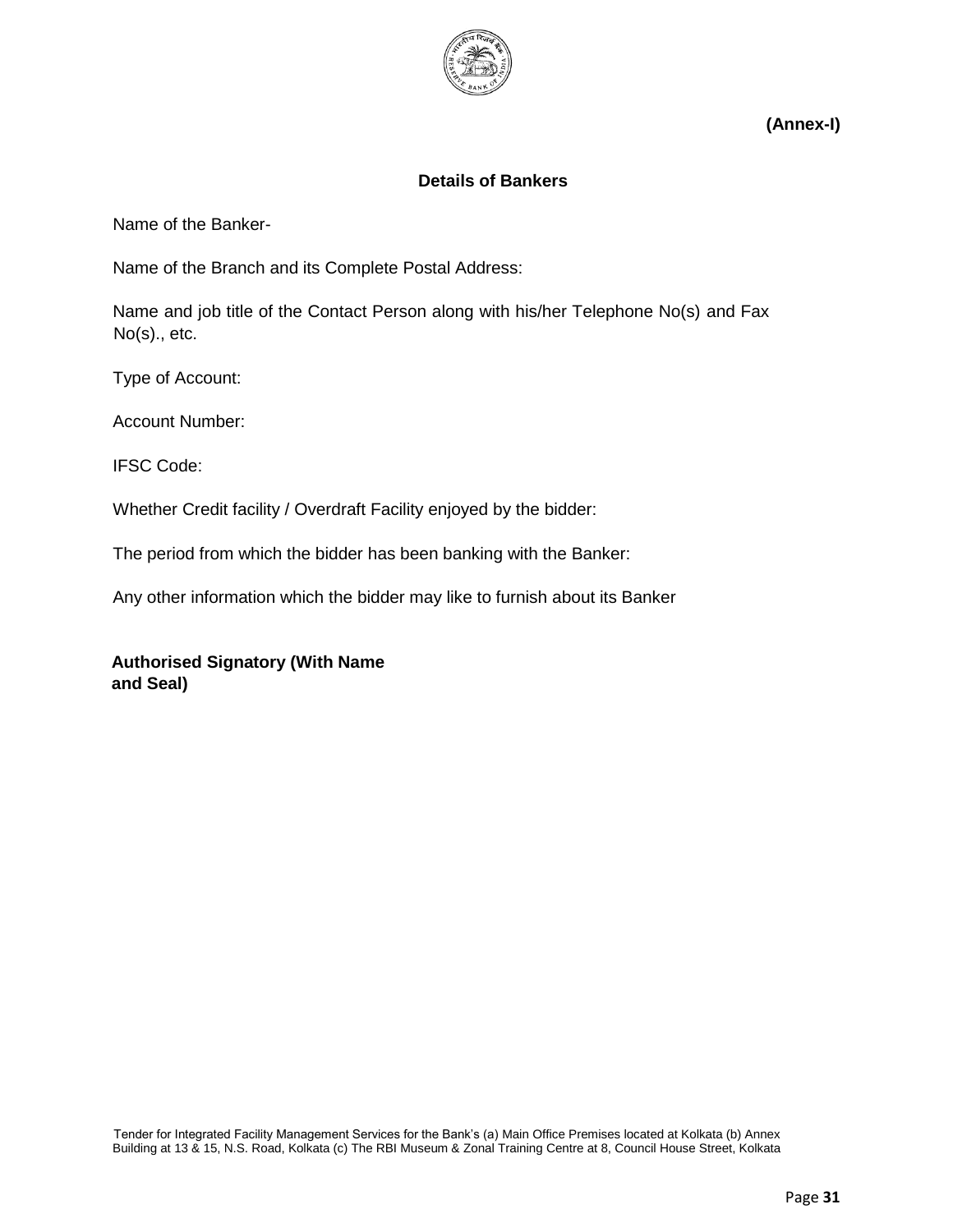**(Annex-I)**

## Details of Bankers

Name of the Banker-

Name of the Branch and its Complete Postal Address:

Name and job title of the Contact Person along with his/her Telephone No(s) and Fax No(s)., etc.

Type of Account:

Account Number:

IFSC Code:

Whether Credit facility / Overdraft Facility enjoyed by the bidder:

The period from which the bidder has been banking with the Banker:

Any other information which the bidder may like to furnish about its Banker

**Authorised Signatory (With Name and Seal)**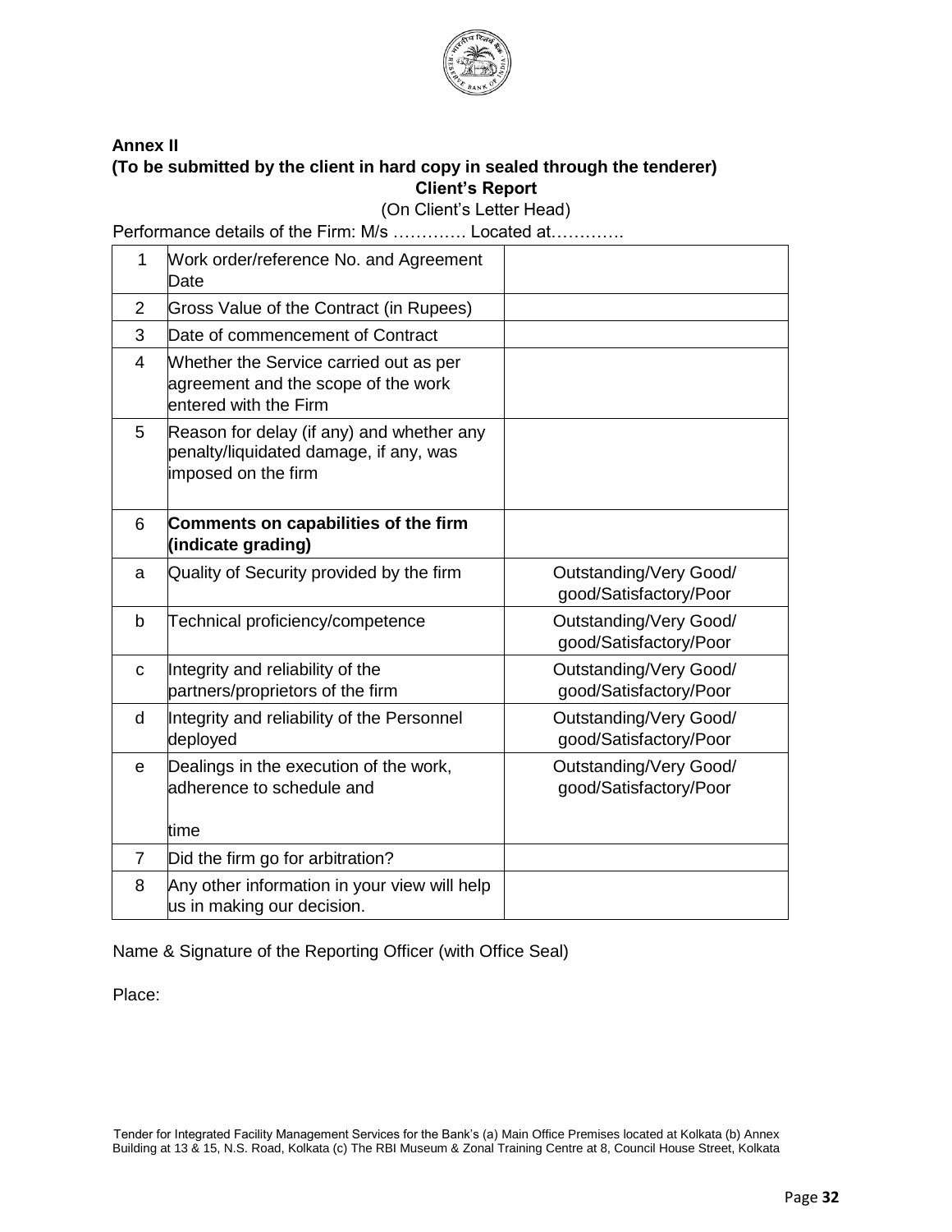**Annex II**

**(To be submitted by the client in hard copy in sealed through the tenderer)**

**Client's Report**

(On Client's Letter Head)

Performance details of the Firm: M/s …………. Located at………….

| | | |
|---|---|---|
| 1 | Work order/reference No. and Agreement Date | |
| 2 | Gross Value of the Contract (in Rupees) | |
| 3 | Date of commencement of Contract | |
| 4 | Whether the Service carried out as per agreement and the scope of the work entered with the Firm | |
| 5 | Reason for delay (if any) and whether any penalty/liquidated damage, if any, was imposed on the firm | |
| 6 | **Comments on capabilities of the firm (indicate grading)** | |
| a | Quality of Security provided by the firm | Outstanding/Very Good/ good/Satisfactory/Poor |
| b | Technical proficiency/competence | Outstanding/Very Good/ good/Satisfactory/Poor |
| c | Integrity and reliability of the partners/proprietors of the firm | Outstanding/Very Good/ good/Satisfactory/Poor |
| d | Integrity and reliability of the Personnel deployed | Outstanding/Very Good/ good/Satisfactory/Poor |
| e | Dealings in the execution of the work, adherence to schedule and time | Outstanding/Very Good/ good/Satisfactory/Poor |
| 7 | Did the firm go for arbitration? | |
| 8 | Any other information in your view will help us in making our decision. | |

Name & Signature of the Reporting Officer (with Office Seal)

Place: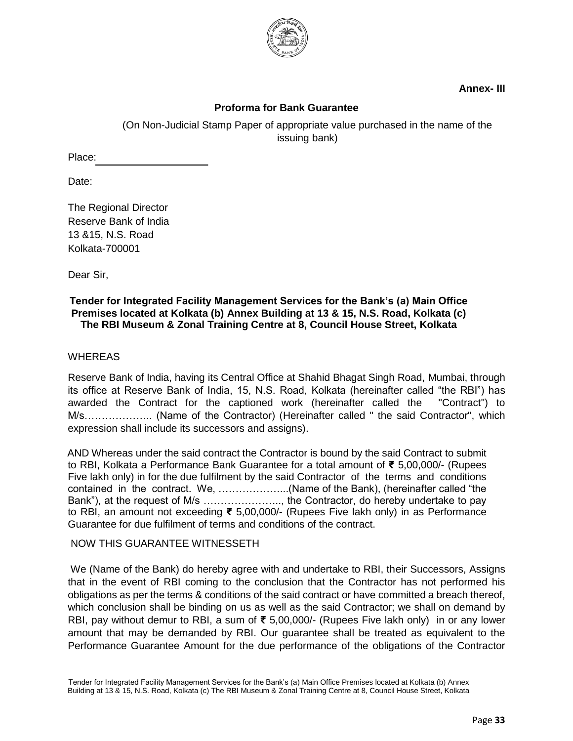**Annex- III**

**Proforma for Bank Guarantee**

(On Non-Judicial Stamp Paper of appropriate value purchased in the name of the issuing bank)

Place: ____________________

Date: __________________

The Regional Director
Reserve Bank of India
13 &15, N.S. Road
Kolkata-700001

Dear Sir,

**Tender for Integrated Facility Management Services for the Bank's (a) Main Office Premises located at Kolkata (b) Annex Building at 13 & 15, N.S. Road, Kolkata (c) The RBI Museum & Zonal Training Centre at 8, Council House Street, Kolkata**

WHEREAS

Reserve Bank of India, having its Central Office at Shahid Bhagat Singh Road, Mumbai, through its office at Reserve Bank of India, 15, N.S. Road, Kolkata (hereinafter called "the RBI") has awarded the Contract for the captioned work (hereinafter called the "Contract") to M/s……………….. (Name of the Contractor) (Hereinafter called " the said Contractor", which expression shall include its successors and assigns).

AND Whereas under the said contract the Contractor is bound by the said Contract to submit to RBI, Kolkata a Performance Bank Guarantee for a total amount of ₹ 5,00,000/- (Rupees Five lakh only) in for the due fulfilment by the said Contractor of the terms and conditions contained in the contract. We, ………………...(Name of the Bank), (hereinafter called "the Bank"), at the request of M/s ………………….., the Contractor, do hereby undertake to pay to RBI, an amount not exceeding ₹ 5,00,000/- (Rupees Five lakh only) in as Performance Guarantee for due fulfilment of terms and conditions of the contract.

NOW THIS GUARANTEE WITNESSETH

We (Name of the Bank) do hereby agree with and undertake to RBI, their Successors, Assigns that in the event of RBI coming to the conclusion that the Contractor has not performed his obligations as per the terms & conditions of the said contract or have committed a breach thereof, which conclusion shall be binding on us as well as the said Contractor; we shall on demand by RBI, pay without demur to RBI, a sum of ₹ 5,00,000/- (Rupees Five lakh only) in or any lower amount that may be demanded by RBI. Our guarantee shall be treated as equivalent to the Performance Guarantee Amount for the due performance of the obligations of the Contractor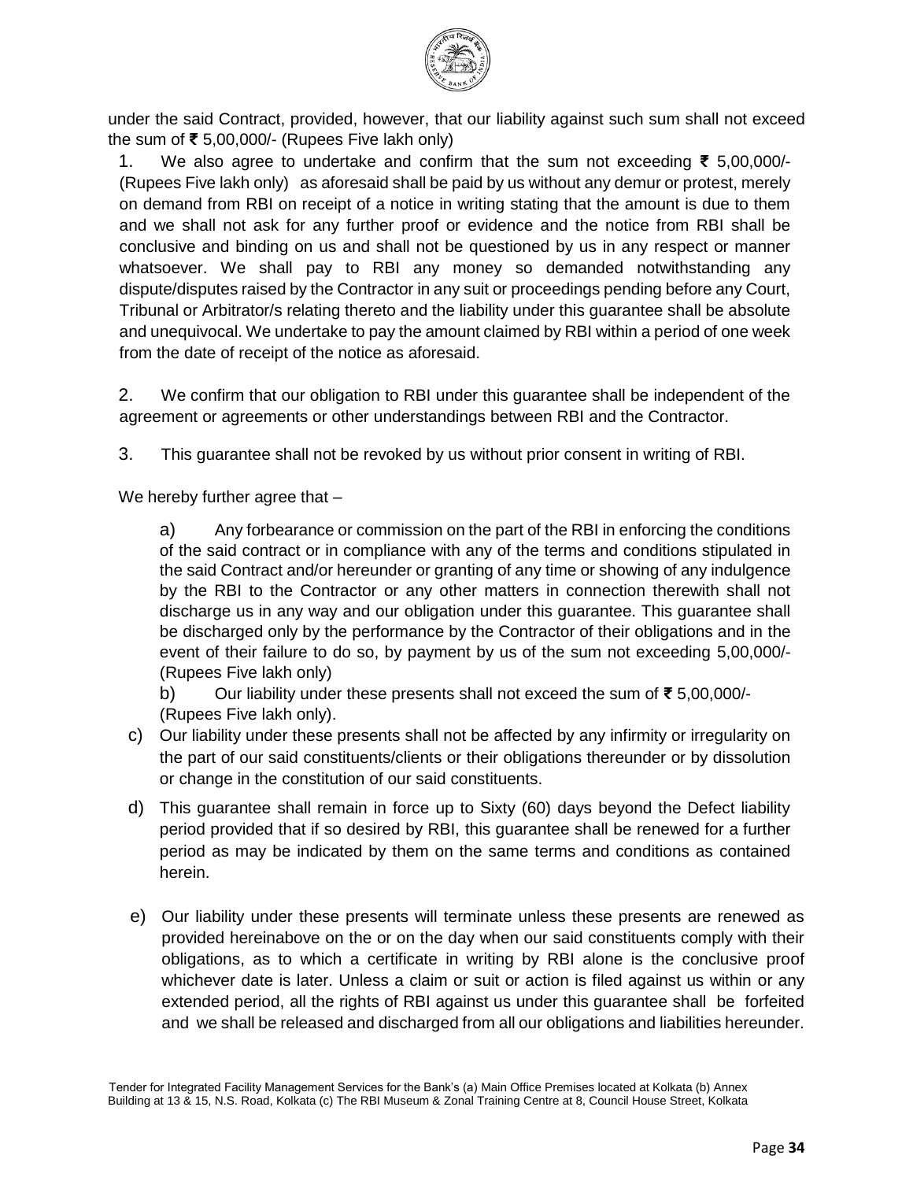under the said Contract, provided, however, that our liability against such sum shall not exceed the sum of ₹ 5,00,000/- (Rupees Five lakh only)

1. We also agree to undertake and confirm that the sum not exceeding ₹ 5,00,000/- (Rupees Five lakh only) as aforesaid shall be paid by us without any demur or protest, merely on demand from RBI on receipt of a notice in writing stating that the amount is due to them and we shall not ask for any further proof or evidence and the notice from RBI shall be conclusive and binding on us and shall not be questioned by us in any respect or manner whatsoever. We shall pay to RBI any money so demanded notwithstanding any dispute/disputes raised by the Contractor in any suit or proceedings pending before any Court, Tribunal or Arbitrator/s relating thereto and the liability under this guarantee shall be absolute and unequivocal. We undertake to pay the amount claimed by RBI within a period of one week from the date of receipt of the notice as aforesaid.

2. We confirm that our obligation to RBI under this guarantee shall be independent of the agreement or agreements or other understandings between RBI and the Contractor.

3. This guarantee shall not be revoked by us without prior consent in writing of RBI.

We hereby further agree that –

a) Any forbearance or commission on the part of the RBI in enforcing the conditions of the said contract or in compliance with any of the terms and conditions stipulated in the said Contract and/or hereunder or granting of any time or showing of any indulgence by the RBI to the Contractor or any other matters in connection therewith shall not discharge us in any way and our obligation under this guarantee. This guarantee shall be discharged only by the performance by the Contractor of their obligations and in the event of their failure to do so, by payment by us of the sum not exceeding 5,00,000/- (Rupees Five lakh only)

b) Our liability under these presents shall not exceed the sum of ₹ 5,00,000/- (Rupees Five lakh only).

c) Our liability under these presents shall not be affected by any infirmity or irregularity on the part of our said constituents/clients or their obligations thereunder or by dissolution or change in the constitution of our said constituents.

d) This guarantee shall remain in force up to Sixty (60) days beyond the Defect liability period provided that if so desired by RBI, this guarantee shall be renewed for a further period as may be indicated by them on the same terms and conditions as contained herein.

e) Our liability under these presents will terminate unless these presents are renewed as provided hereinabove on the or on the day when our said constituents comply with their obligations, as to which a certificate in writing by RBI alone is the conclusive proof whichever date is later. Unless a claim or suit or action is filed against us within or any extended period, all the rights of RBI against us under this guarantee shall be forfeited and we shall be released and discharged from all our obligations and liabilities hereunder.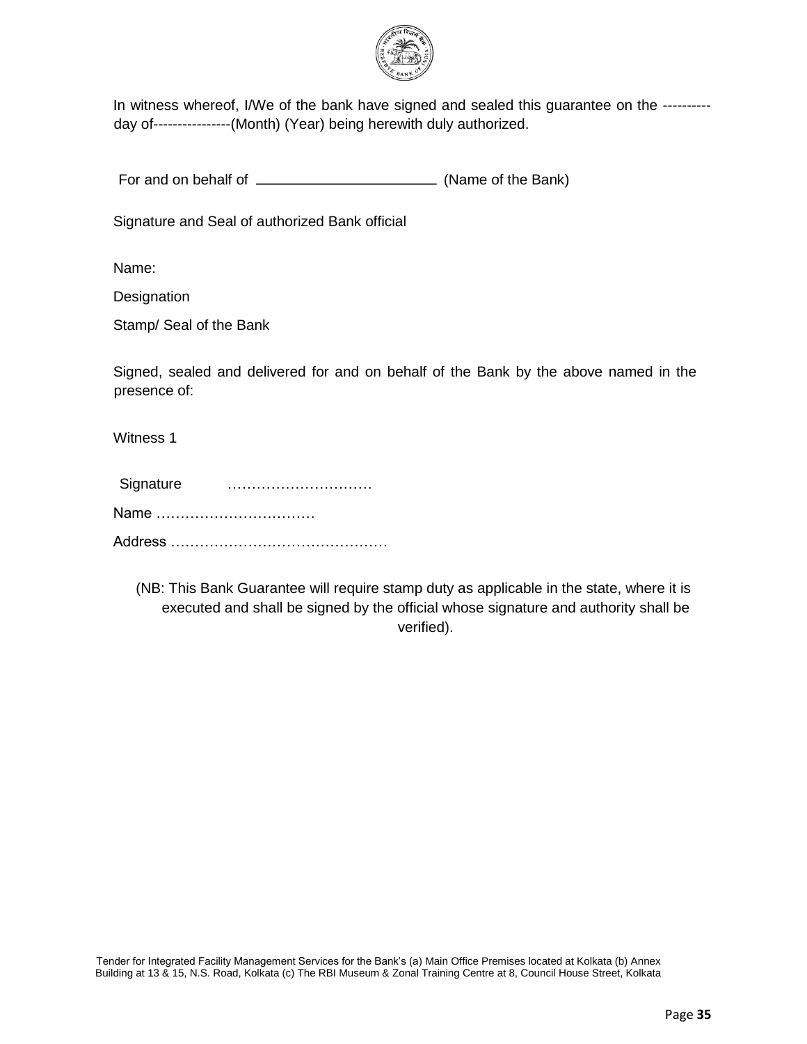In witness whereof, I/We of the bank have signed and sealed this guarantee on the ---------- day of----------------(Month) (Year) being herewith duly authorized.

For and on behalf of ________________________ (Name of the Bank)

Signature and Seal of authorized Bank official

Name:

Designation

Stamp/ Seal of the Bank

Signed, sealed and delivered for and on behalf of the Bank by the above named in the presence of:

Witness 1

Signature …………………………

Name ……………………………

Address ………………………………………

(NB: This Bank Guarantee will require stamp duty as applicable in the state, where it is executed and shall be signed by the official whose signature and authority shall be verified).

Tender for Integrated Facility Management Services for the Bank's (a) Main Office Premises located at Kolkata (b) Annex Building at 13 & 15, N.S. Road, Kolkata (c) The RBI Museum & Zonal Training Centre at 8, Council House Street, Kolkata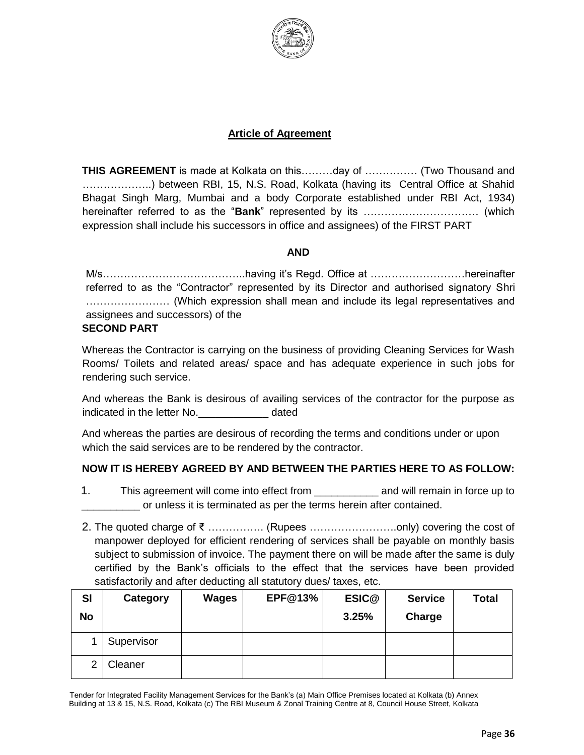## Article of Agreement

**THIS AGREEMENT** is made at Kolkata on this………day of …………… (Two Thousand and ………………..) between RBI, 15, N.S. Road, Kolkata (having its Central Office at Shahid Bhagat Singh Marg, Mumbai and a body Corporate established under RBI Act, 1934) hereinafter referred to as the "**Bank**" represented by its …………………………… (which expression shall include his successors in office and assignees) of the FIRST PART

**AND**

M/s…………………………………..having it's Regd. Office at ………………………hereinafter referred to as the "Contractor" represented by its Director and authorised signatory Shri …………………… (Which expression shall mean and include its legal representatives and assignees and successors) of the

**SECOND PART**

Whereas the Contractor is carrying on the business of providing Cleaning Services for Wash Rooms/ Toilets and related areas/ space and has adequate experience in such jobs for rendering such service.

And whereas the Bank is desirous of availing services of the contractor for the purpose as indicated in the letter No.____________ dated

And whereas the parties are desirous of recording the terms and conditions under or upon which the said services are to be rendered by the contractor.

**NOW IT IS HEREBY AGREED BY AND BETWEEN THE PARTIES HERE TO AS FOLLOW:**

1. This agreement will come into effect from ___________ and will remain in force up to __________ or unless it is terminated as per the terms herein after contained.

2. The quoted charge of ₹ ……………. (Rupees ……………………..only) covering the cost of manpower deployed for efficient rendering of services shall be payable on monthly basis subject to submission of invoice. The payment there on will be made after the same is duly certified by the Bank's officials to the effect that the services have been provided satisfactorily and after deducting all statutory dues/ taxes, etc.

| Sl No | Category | Wages | EPF@13% | ESIC@ 3.25% | Service Charge | Total |
|---|---|---|---|---|---|---|
| 1 | Supervisor | | | | | |
| 2 | Cleaner | | | | | |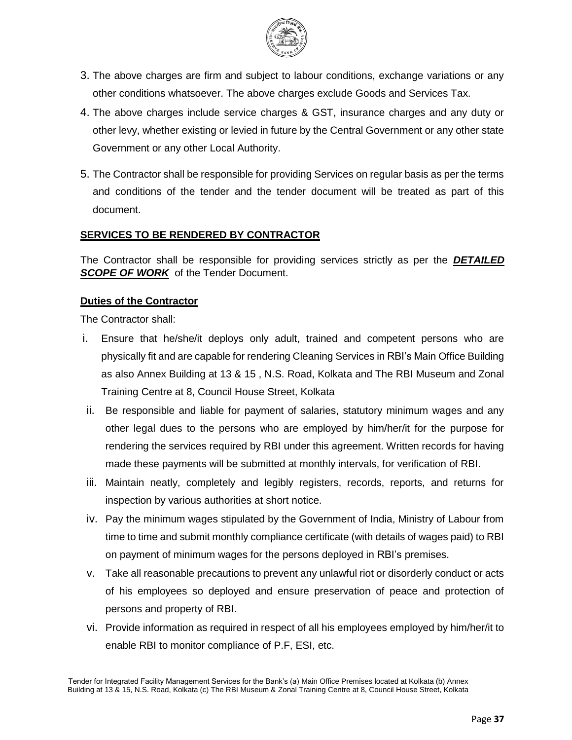3. The above charges are firm and subject to labour conditions, exchange variations or any other conditions whatsoever. The above charges exclude Goods and Services Tax.
4. The above charges include service charges & GST, insurance charges and any duty or other levy, whether existing or levied in future by the Central Government or any other state Government or any other Local Authority.
5. The Contractor shall be responsible for providing Services on regular basis as per the terms and conditions of the tender and the tender document will be treated as part of this document.

**SERVICES TO BE RENDERED BY CONTRACTOR**

The Contractor shall be responsible for providing services strictly as per the ***DETAILED SCOPE OF WORK*** of the Tender Document.

**Duties of the Contractor**

The Contractor shall:

i. Ensure that he/she/it deploys only adult, trained and competent persons who are physically fit and are capable for rendering Cleaning Services in RBI's Main Office Building as also Annex Building at 13 & 15 , N.S. Road, Kolkata and The RBI Museum and Zonal Training Centre at 8, Council House Street, Kolkata
ii. Be responsible and liable for payment of salaries, statutory minimum wages and any other legal dues to the persons who are employed by him/her/it for the purpose for rendering the services required by RBI under this agreement. Written records for having made these payments will be submitted at monthly intervals, for verification of RBI.
iii. Maintain neatly, completely and legibly registers, records, reports, and returns for inspection by various authorities at short notice.
iv. Pay the minimum wages stipulated by the Government of India, Ministry of Labour from time to time and submit monthly compliance certificate (with details of wages paid) to RBI on payment of minimum wages for the persons deployed in RBI's premises.
v. Take all reasonable precautions to prevent any unlawful riot or disorderly conduct or acts of his employees so deployed and ensure preservation of peace and protection of persons and property of RBI.
vi. Provide information as required in respect of all his employees employed by him/her/it to enable RBI to monitor compliance of P.F, ESI, etc.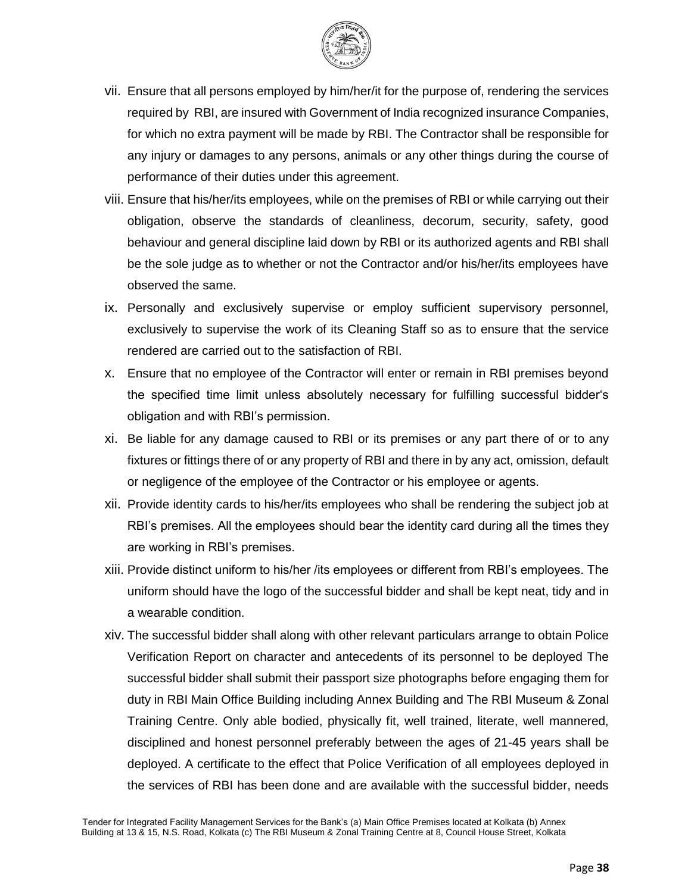vii. Ensure that all persons employed by him/her/it for the purpose of, rendering the services required by RBI, are insured with Government of India recognized insurance Companies, for which no extra payment will be made by RBI. The Contractor shall be responsible for any injury or damages to any persons, animals or any other things during the course of performance of their duties under this agreement.

viii. Ensure that his/her/its employees, while on the premises of RBI or while carrying out their obligation, observe the standards of cleanliness, decorum, security, safety, good behaviour and general discipline laid down by RBI or its authorized agents and RBI shall be the sole judge as to whether or not the Contractor and/or his/her/its employees have observed the same.

ix. Personally and exclusively supervise or employ sufficient supervisory personnel, exclusively to supervise the work of its Cleaning Staff so as to ensure that the service rendered are carried out to the satisfaction of RBI.

x. Ensure that no employee of the Contractor will enter or remain in RBI premises beyond the specified time limit unless absolutely necessary for fulfilling successful bidder's obligation and with RBI's permission.

xi. Be liable for any damage caused to RBI or its premises or any part there of or to any fixtures or fittings there of or any property of RBI and there in by any act, omission, default or negligence of the employee of the Contractor or his employee or agents.

xii. Provide identity cards to his/her/its employees who shall be rendering the subject job at RBI's premises. All the employees should bear the identity card during all the times they are working in RBI's premises.

xiii. Provide distinct uniform to his/her /its employees or different from RBI's employees. The uniform should have the logo of the successful bidder and shall be kept neat, tidy and in a wearable condition.

xiv. The successful bidder shall along with other relevant particulars arrange to obtain Police Verification Report on character and antecedents of its personnel to be deployed The successful bidder shall submit their passport size photographs before engaging them for duty in RBI Main Office Building including Annex Building and The RBI Museum & Zonal Training Centre. Only able bodied, physically fit, well trained, literate, well mannered, disciplined and honest personnel preferably between the ages of 21-45 years shall be deployed. A certificate to the effect that Police Verification of all employees deployed in the services of RBI has been done and are available with the successful bidder, needs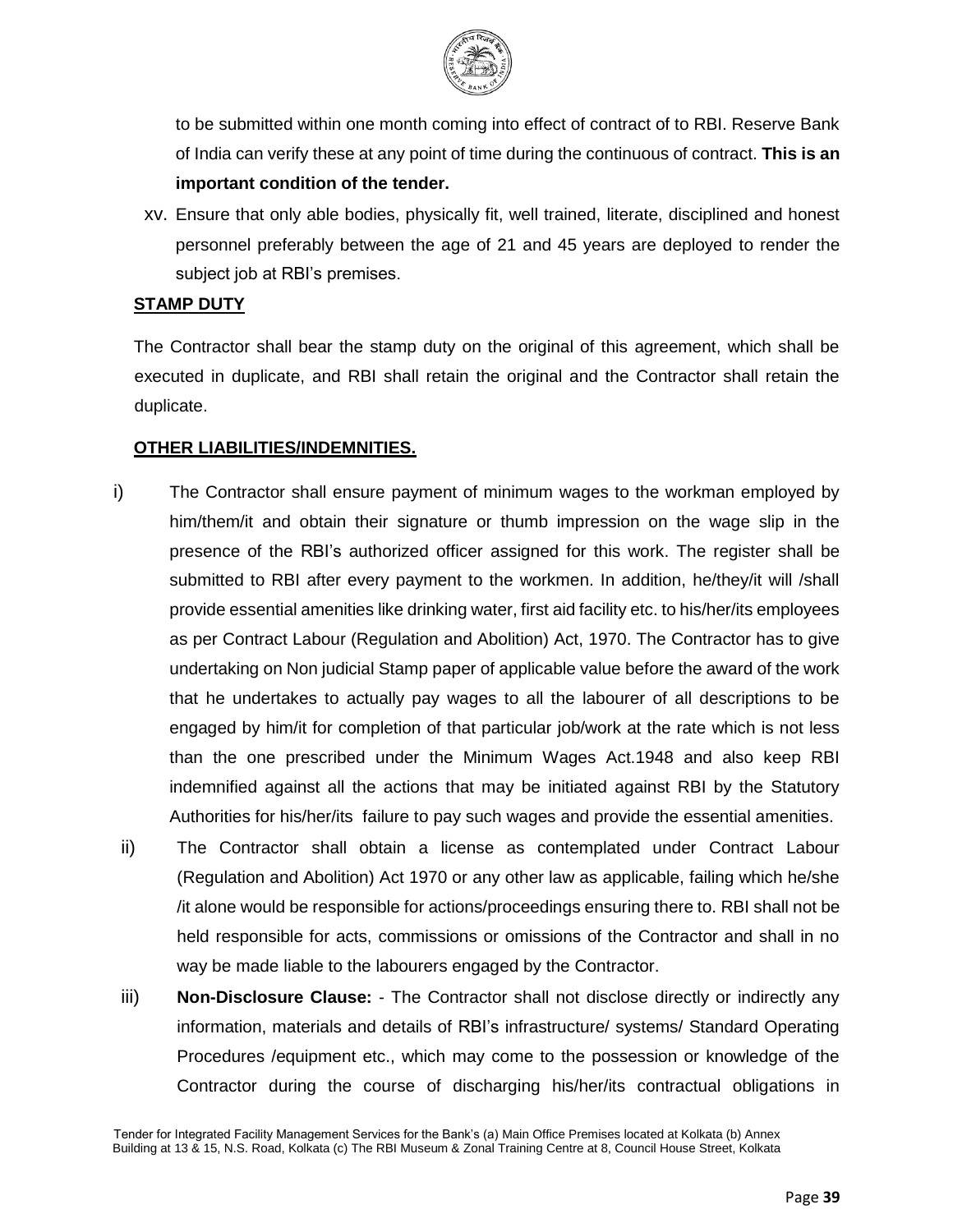to be submitted within one month coming into effect of contract of to RBI. Reserve Bank of India can verify these at any point of time during the continuous of contract. **This is an important condition of the tender.**

xv. Ensure that only able bodies, physically fit, well trained, literate, disciplined and honest personnel preferably between the age of 21 and 45 years are deployed to render the subject job at RBI's premises.

**STAMP DUTY**

The Contractor shall bear the stamp duty on the original of this agreement, which shall be executed in duplicate, and RBI shall retain the original and the Contractor shall retain the duplicate.

**OTHER LIABILITIES/INDEMNITIES.**

i) The Contractor shall ensure payment of minimum wages to the workman employed by him/them/it and obtain their signature or thumb impression on the wage slip in the presence of the RBI's authorized officer assigned for this work. The register shall be submitted to RBI after every payment to the workmen. In addition, he/they/it will /shall provide essential amenities like drinking water, first aid facility etc. to his/her/its employees as per Contract Labour (Regulation and Abolition) Act, 1970. The Contractor has to give undertaking on Non judicial Stamp paper of applicable value before the award of the work that he undertakes to actually pay wages to all the labourer of all descriptions to be engaged by him/it for completion of that particular job/work at the rate which is not less than the one prescribed under the Minimum Wages Act.1948 and also keep RBI indemnified against all the actions that may be initiated against RBI by the Statutory Authorities for his/her/its failure to pay such wages and provide the essential amenities.

ii) The Contractor shall obtain a license as contemplated under Contract Labour (Regulation and Abolition) Act 1970 or any other law as applicable, failing which he/she /it alone would be responsible for actions/proceedings ensuring there to. RBI shall not be held responsible for acts, commissions or omissions of the Contractor and shall in no way be made liable to the labourers engaged by the Contractor.

iii) **Non-Disclosure Clause:** - The Contractor shall not disclose directly or indirectly any information, materials and details of RBI's infrastructure/ systems/ Standard Operating Procedures /equipment etc., which may come to the possession or knowledge of the Contractor during the course of discharging his/her/its contractual obligations in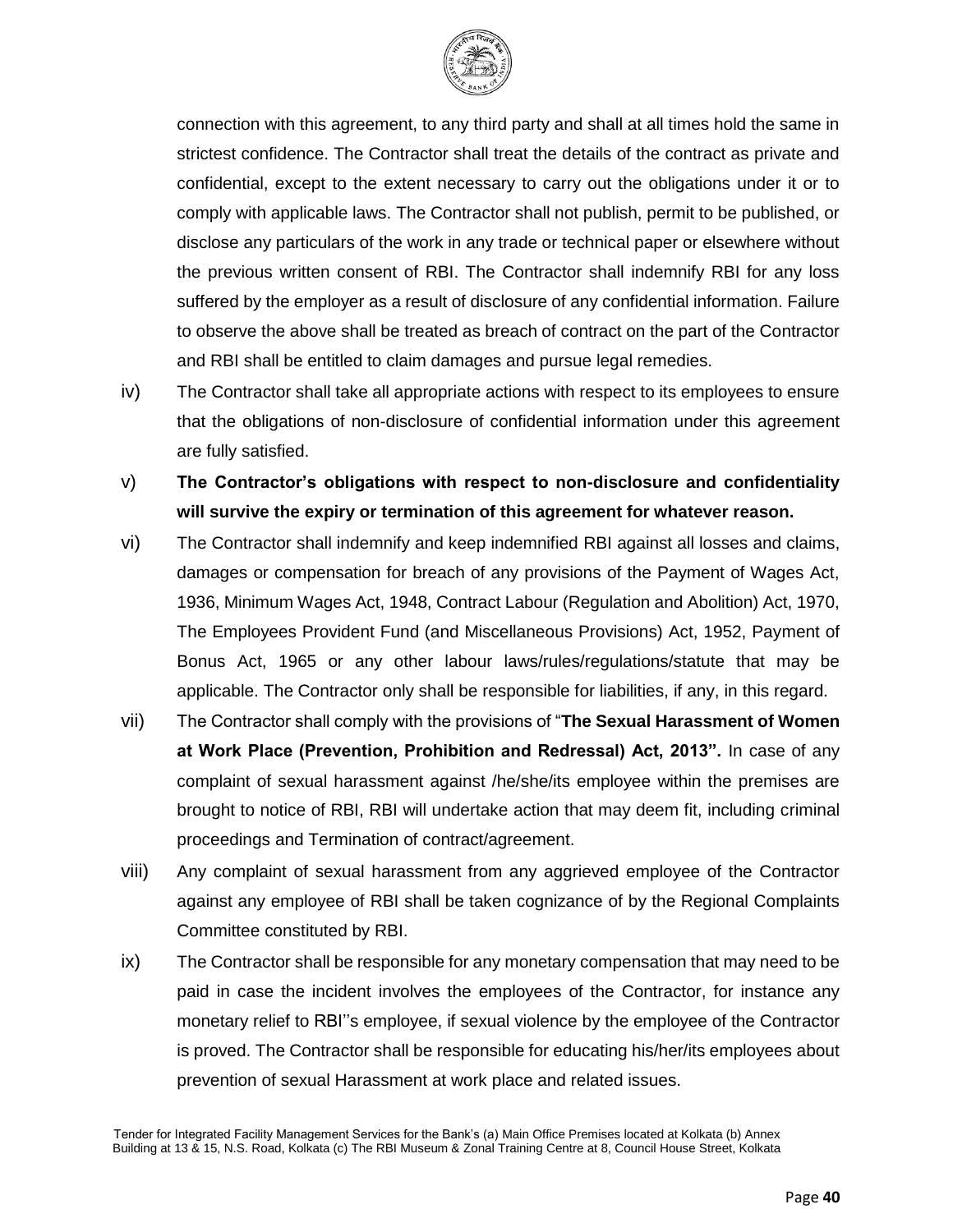connection with this agreement, to any third party and shall at all times hold the same in strictest confidence. The Contractor shall treat the details of the contract as private and confidential, except to the extent necessary to carry out the obligations under it or to comply with applicable laws. The Contractor shall not publish, permit to be published, or disclose any particulars of the work in any trade or technical paper or elsewhere without the previous written consent of RBI. The Contractor shall indemnify RBI for any loss suffered by the employer as a result of disclosure of any confidential information. Failure to observe the above shall be treated as breach of contract on the part of the Contractor and RBI shall be entitled to claim damages and pursue legal remedies.

iv) The Contractor shall take all appropriate actions with respect to its employees to ensure that the obligations of non-disclosure of confidential information under this agreement are fully satisfied.

v) **The Contractor's obligations with respect to non-disclosure and confidentiality will survive the expiry or termination of this agreement for whatever reason.**

vi) The Contractor shall indemnify and keep indemnified RBI against all losses and claims, damages or compensation for breach of any provisions of the Payment of Wages Act, 1936, Minimum Wages Act, 1948, Contract Labour (Regulation and Abolition) Act, 1970, The Employees Provident Fund (and Miscellaneous Provisions) Act, 1952, Payment of Bonus Act, 1965 or any other labour laws/rules/regulations/statute that may be applicable. The Contractor only shall be responsible for liabilities, if any, in this regard.

vii) The Contractor shall comply with the provisions of "**The Sexual Harassment of Women at Work Place (Prevention, Prohibition and Redressal) Act, 2013".** In case of any complaint of sexual harassment against /he/she/its employee within the premises are brought to notice of RBI, RBI will undertake action that may deem fit, including criminal proceedings and Termination of contract/agreement.

viii) Any complaint of sexual harassment from any aggrieved employee of the Contractor against any employee of RBI shall be taken cognizance of by the Regional Complaints Committee constituted by RBI.

ix) The Contractor shall be responsible for any monetary compensation that may need to be paid in case the incident involves the employees of the Contractor, for instance any monetary relief to RBI''s employee, if sexual violence by the employee of the Contractor is proved. The Contractor shall be responsible for educating his/her/its employees about prevention of sexual Harassment at work place and related issues.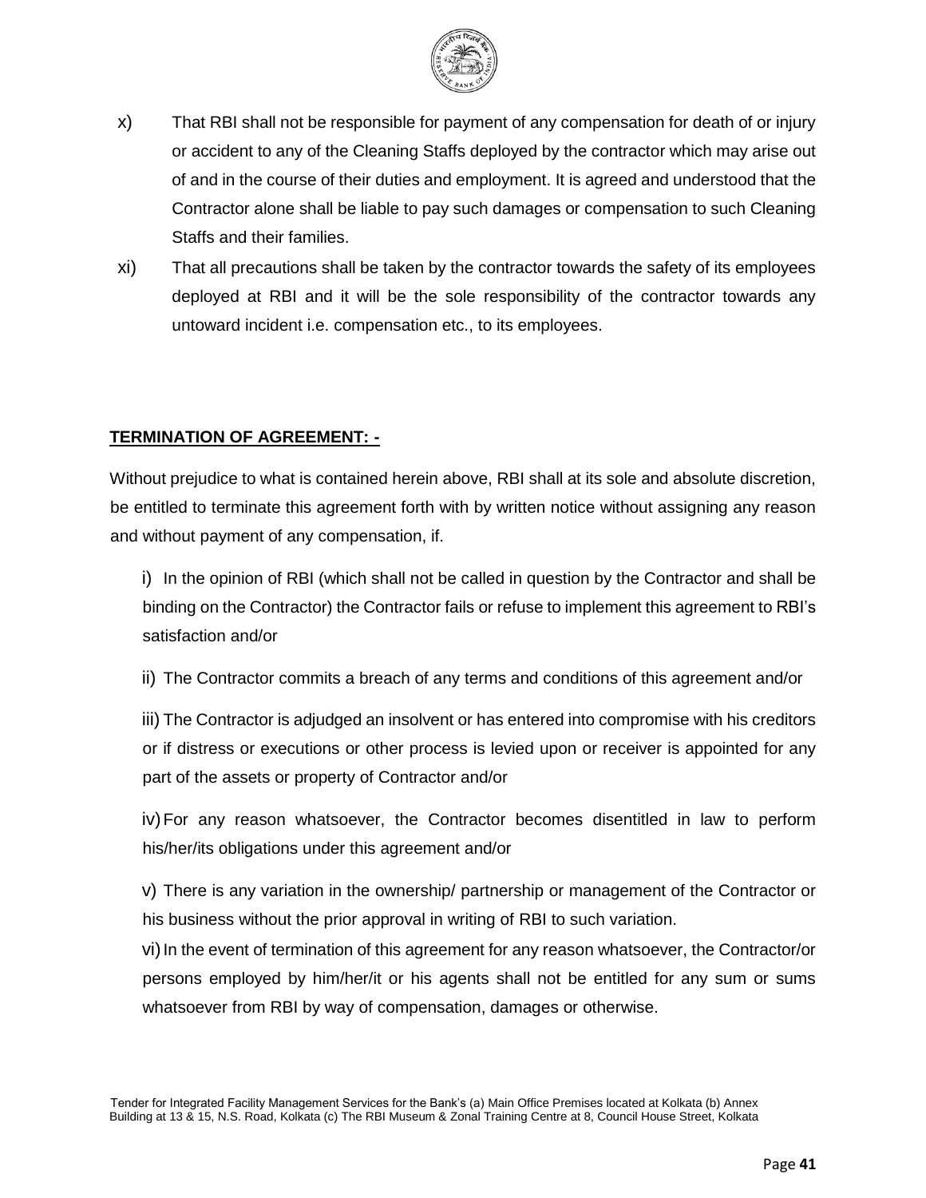x) That RBI shall not be responsible for payment of any compensation for death of or injury or accident to any of the Cleaning Staffs deployed by the contractor which may arise out of and in the course of their duties and employment. It is agreed and understood that the Contractor alone shall be liable to pay such damages or compensation to such Cleaning Staffs and their families.

xi) That all precautions shall be taken by the contractor towards the safety of its employees deployed at RBI and it will be the sole responsibility of the contractor towards any untoward incident i.e. compensation etc., to its employees.

**TERMINATION OF AGREEMENT: -**

Without prejudice to what is contained herein above, RBI shall at its sole and absolute discretion, be entitled to terminate this agreement forth with by written notice without assigning any reason and without payment of any compensation, if.

i) In the opinion of RBI (which shall not be called in question by the Contractor and shall be binding on the Contractor) the Contractor fails or refuse to implement this agreement to RBI's satisfaction and/or

ii) The Contractor commits a breach of any terms and conditions of this agreement and/or

iii) The Contractor is adjudged an insolvent or has entered into compromise with his creditors or if distress or executions or other process is levied upon or receiver is appointed for any part of the assets or property of Contractor and/or

iv) For any reason whatsoever, the Contractor becomes disentitled in law to perform his/her/its obligations under this agreement and/or

v) There is any variation in the ownership/ partnership or management of the Contractor or his business without the prior approval in writing of RBI to such variation.

vi) In the event of termination of this agreement for any reason whatsoever, the Contractor/or persons employed by him/her/it or his agents shall not be entitled for any sum or sums whatsoever from RBI by way of compensation, damages or otherwise.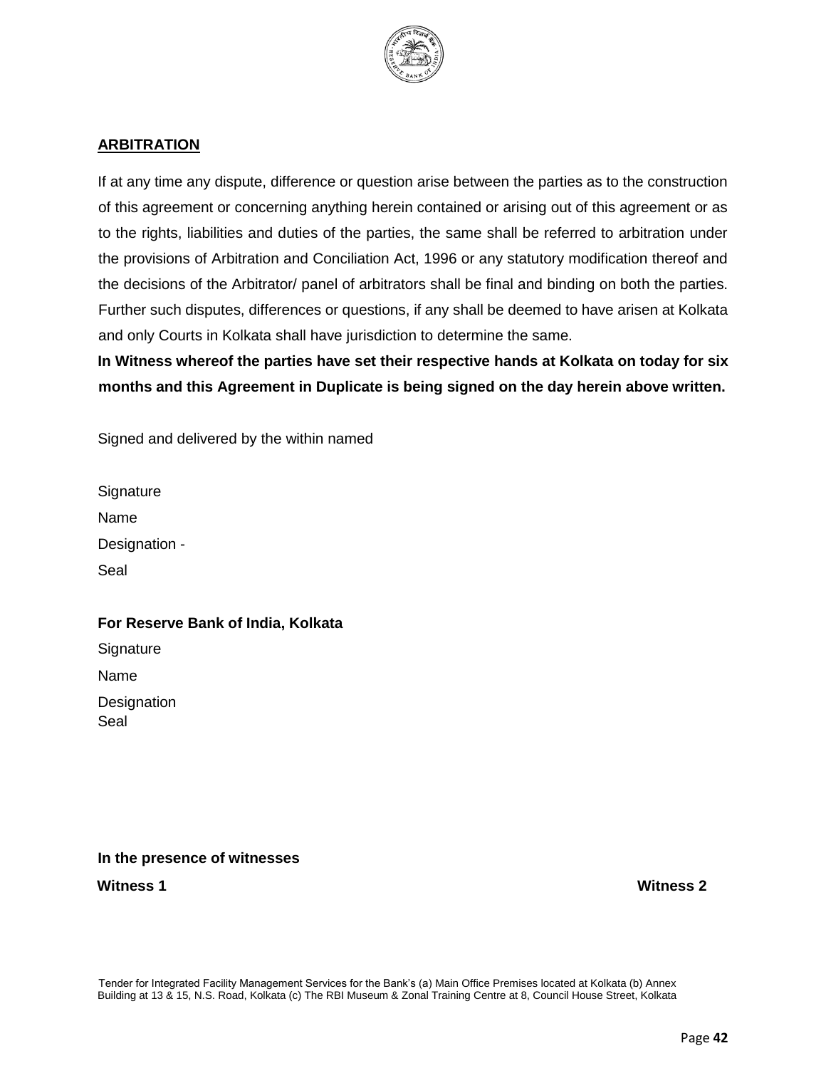## ARBITRATION

If at any time any dispute, difference or question arise between the parties as to the construction of this agreement or concerning anything herein contained or arising out of this agreement or as to the rights, liabilities and duties of the parties, the same shall be referred to arbitration under the provisions of Arbitration and Conciliation Act, 1996 or any statutory modification thereof and the decisions of the Arbitrator/ panel of arbitrators shall be final and binding on both the parties. Further such disputes, differences or questions, if any shall be deemed to have arisen at Kolkata and only Courts in Kolkata shall have jurisdiction to determine the same.

**In Witness whereof the parties have set their respective hands at Kolkata on today for six months and this Agreement in Duplicate is being signed on the day herein above written.**

Signed and delivered by the within named

Signature

Name

Designation -

Seal

**For Reserve Bank of India, Kolkata**

Signature

Name

Designation

Seal

**In the presence of witnesses**

**Witness 1** **Witness 2**